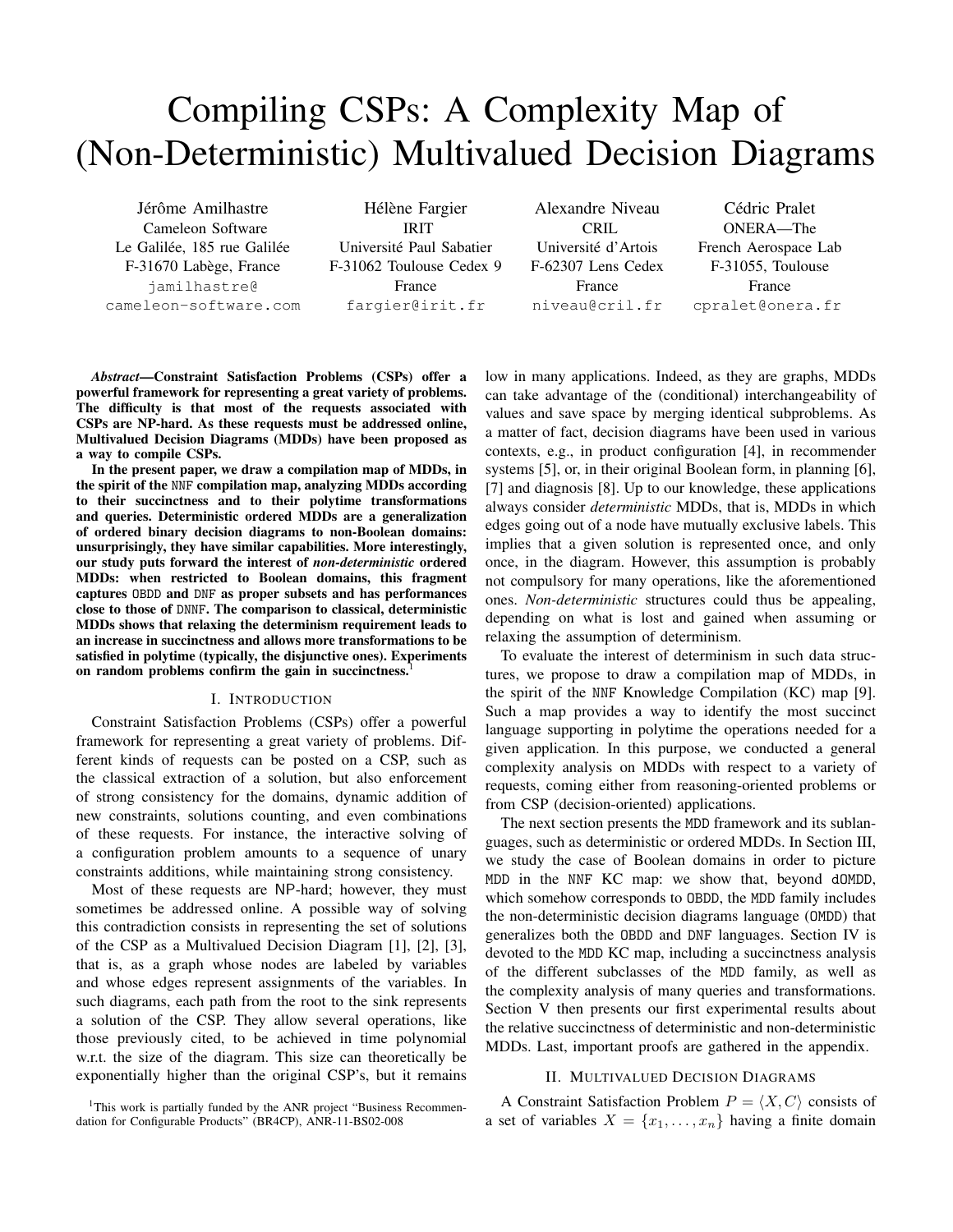# Compiling CSPs: A Complexity Map of (Non-Deterministic) Multivalued Decision Diagrams

Jérôme Amilhastre
Cameleon Software
Le Galilée, 185 rue Galilée
F-31670 Labège, France
jamilhastre@cameleon-software.com

Hélène Fargier
IRIT
Université Paul Sabatier
F-31062 Toulouse Cedex 9
France
fargier@irit.fr

Alexandre Niveau
CRIL
Université d'Artois
F-62307 Lens Cedex
France
niveau@cril.fr

Cédric Pralet
ONERA—The French Aerospace Lab
F-31055, Toulouse
France
cpralet@onera.fr

***Abstract*—Constraint Satisfaction Problems (CSPs) offer a powerful framework for representing a great variety of problems. The difficulty is that most of the requests associated with CSPs are NP-hard. As these requests must be addressed online, Multivalued Decision Diagrams (MDDs) have been proposed as a way to compile CSPs.**

**In the present paper, we draw a compilation map of MDDs, in the spirit of the `NNF` compilation map, analyzing MDDs according to their succinctness and to their polytime transformations and queries. Deterministic ordered MDDs are a generalization of ordered binary decision diagrams to non-Boolean domains: unsurprisingly, they have similar capabilities. More interestingly, our study puts forward the interest of *non-deterministic* ordered MDDs: when restricted to Boolean domains, this fragment captures `OBDD` and `DNF` as proper subsets and has performances close to those of `DNNF`. The comparison to classical, deterministic MDDs shows that relaxing the determinism requirement leads to an increase in succinctness and allows more transformations to be satisfied in polytime (typically, the disjunctive ones). Experiments on random problems confirm the gain in succinctness.[1]**

## I. Introduction

Constraint Satisfaction Problems (CSPs) offer a powerful framework for representing a great variety of problems. Different kinds of requests can be posted on a CSP, such as the classical extraction of a solution, but also enforcement of strong consistency for the domains, dynamic addition of new constraints, solutions counting, and even combinations of these requests. For instance, the interactive solving of a configuration problem amounts to a sequence of unary constraints additions, while maintaining strong consistency.

Most of these requests are NP-hard; however, they must sometimes be addressed online. A possible way of solving this contradiction consists in representing the set of solutions of the CSP as a Multivalued Decision Diagram [1], [2], [3], that is, as a graph whose nodes are labeled by variables and whose edges represent assignments of the variables. In such diagrams, each path from the root to the sink represents a solution of the CSP. They allow several operations, like those previously cited, to be achieved in time polynomial w.r.t. the size of the diagram. This size can theoretically be exponentially higher than the original CSP's, but it remains low in many applications. Indeed, as they are graphs, MDDs can take advantage of the (conditional) interchangeability of values and save space by merging identical subproblems. As a matter of fact, decision diagrams have been used in various contexts, e.g., in product configuration [4], in recommender systems [5], or, in their original Boolean form, in planning [6], [7] and diagnosis [8]. Up to our knowledge, these applications always consider *deterministic* MDDs, that is, MDDs in which edges going out of a node have mutually exclusive labels. This implies that a given solution is represented once, and only once, in the diagram. However, this assumption is probably not compulsory for many operations, like the aforementioned ones. *Non-deterministic* structures could thus be appealing, depending on what is lost and gained when assuming or relaxing the assumption of determinism.

To evaluate the interest of determinism in such data structures, we propose to draw a compilation map of MDDs, in the spirit of the `NNF` Knowledge Compilation (KC) map [9]. Such a map provides a way to identify the most succinct language supporting in polytime the operations needed for a given application. In this purpose, we conducted a general complexity analysis on MDDs with respect to a variety of requests, coming either from reasoning-oriented problems or from CSP (decision-oriented) applications.

The next section presents the `MDD` framework and its sublanguages, such as deterministic or ordered MDDs. In Section III, we study the case of Boolean domains in order to picture `MDD` in the `NNF` KC map: we show that, beyond `dOMDD`, which somehow corresponds to `OBDD`, the `MDD` family includes the non-deterministic decision diagrams language (`OMDD`) that generalizes both the `OBDD` and `DNF` languages. Section IV is devoted to the `MDD` KC map, including a succinctness analysis of the different subclasses of the `MDD` family, as well as the complexity analysis of many queries and transformations. Section V then presents our first experimental results about the relative succinctness of deterministic and non-deterministic MDDs. Last, important proofs are gathered in the appendix.

## II. Multivalued Decision Diagrams

A Constraint Satisfaction Problem $P = \langle X, C \rangle$ consists of a set of variables $X = \{x_1, \ldots, x_n\}$ having a finite domain

[1] This work is partially funded by the ANR project "Business Recommendation for Configurable Products" (BR4CP), ANR-11-BS02-008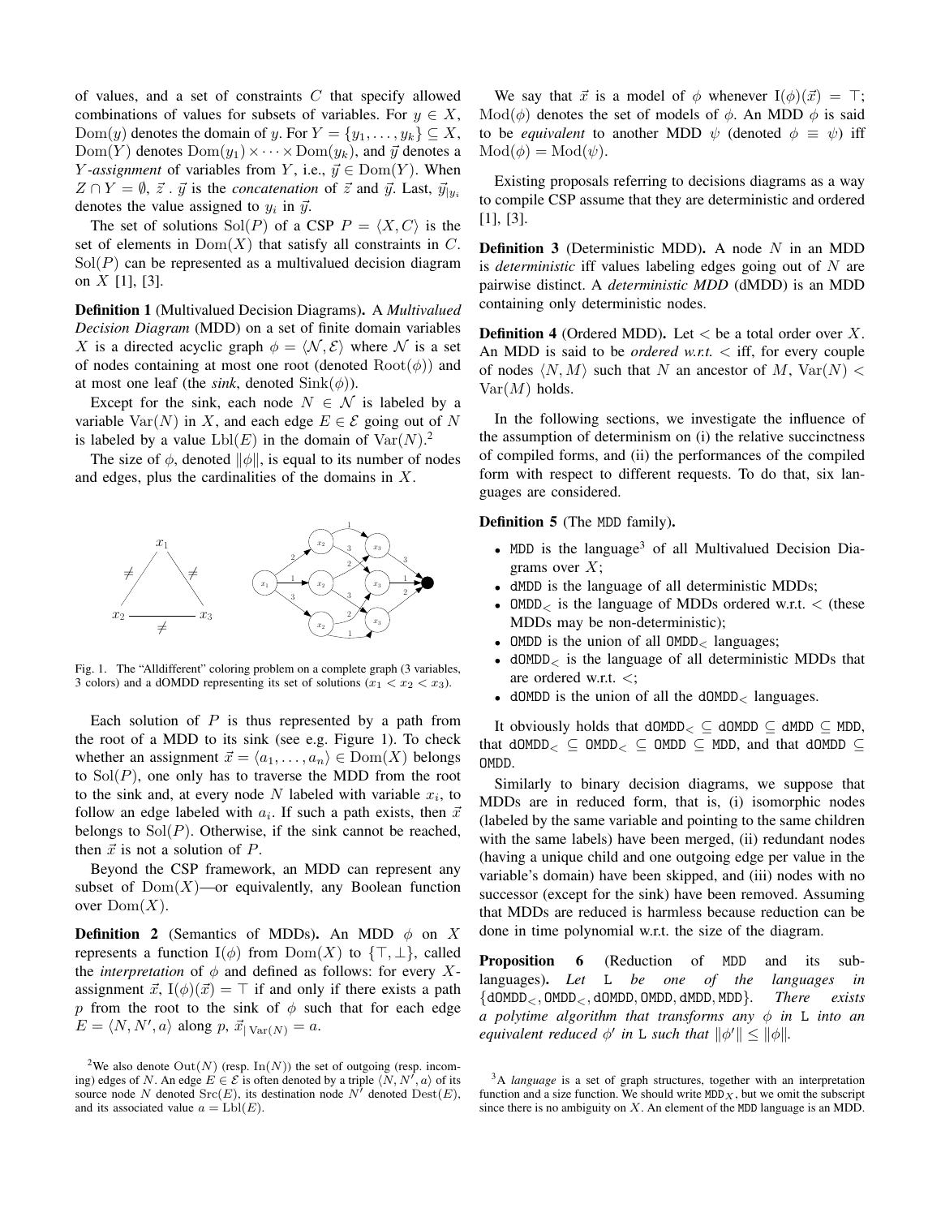of values, and a set of constraints $C$ that specify allowed combinations of values for subsets of variables. For $y \in X$, $\mathrm{Dom}(y)$ denotes the domain of $y$. For $Y = \{y_1, \dots, y_k\} \subseteq X$, $\mathrm{Dom}(Y)$ denotes $\mathrm{Dom}(y_1) \times \cdots \times \mathrm{Dom}(y_k)$, and $\vec{y}$ denotes a $Y$*-assignment* of variables from $Y$, i.e., $\vec{y} \in \mathrm{Dom}(Y)$. When $Z \cap Y = \emptyset$, $\vec{z} \, . \, \vec{y}$ is the *concatenation* of $\vec{z}$ and $\vec{y}$. Last, $\vec{y}_{|y_i}$ denotes the value assigned to $y_i$ in $\vec{y}$.

The set of solutions $\mathrm{Sol}(P)$ of a CSP $P = \langle X, C \rangle$ is the set of elements in $\mathrm{Dom}(X)$ that satisfy all constraints in $C$. $\mathrm{Sol}(P)$ can be represented as a multivalued decision diagram on $X$ [1], [3].

**Definition 1** (Multivalued Decision Diagrams). A *Multivalued Decision Diagram* (MDD) on a set of finite domain variables $X$ is a directed acyclic graph $\phi = \langle \mathcal{N}, \mathcal{E} \rangle$ where $\mathcal{N}$ is a set of nodes containing at most one root (denoted $\mathrm{Root}(\phi)$) and at most one leaf (the *sink*, denoted $\mathrm{Sink}(\phi)$).

Except for the sink, each node $N \in \mathcal{N}$ is labeled by a variable $\mathrm{Var}(N)$ in $X$, and each edge $E \in \mathcal{E}$ going out of $N$ is labeled by a value $\mathrm{Lbl}(E)$ in the domain of $\mathrm{Var}(N)$.[2]

The size of $\phi$, denoted $\|\phi\|$, is equal to its number of nodes and edges, plus the cardinalities of the domains in $X$.

Fig. 1. The "Alldifferent" coloring problem on a complete graph (3 variables, 3 colors) and a dOMDD representing its set of solutions ($x_1 < x_2 < x_3$).

Each solution of $P$ is thus represented by a path from the root of a MDD to its sink (see e.g. Figure 1). To check whether an assignment $\vec{x} = \langle a_1, \dots, a_n \rangle \in \mathrm{Dom}(X)$ belongs to $\mathrm{Sol}(P)$, one only has to traverse the MDD from the root to the sink and, at every node $N$ labeled with variable $x_i$, to follow an edge labeled with $a_i$. If such a path exists, then $\vec{x}$ belongs to $\mathrm{Sol}(P)$. Otherwise, if the sink cannot be reached, then $\vec{x}$ is not a solution of $P$.

Beyond the CSP framework, an MDD can represent any subset of $\mathrm{Dom}(X)$—or equivalently, any Boolean function over $\mathrm{Dom}(X)$.

**Definition 2** (Semantics of MDDs). An MDD $\phi$ on $X$ represents a function $\mathrm{I}(\phi)$ from $\mathrm{Dom}(X)$ to $\{\top, \bot\}$, called the *interpretation* of $\phi$ and defined as follows: for every $X$-assignment $\vec{x}$, $\mathrm{I}(\phi)(\vec{x}) = \top$ if and only if there exists a path $p$ from the root to the sink of $\phi$ such that for each edge $E = \langle N, N', a \rangle$ along $p$, $\vec{x}_{|\,\mathrm{Var}(N)} = a$.

We say that $\vec{x}$ is a model of $\phi$ whenever $\mathrm{I}(\phi)(\vec{x}) = \top$; $\mathrm{Mod}(\phi)$ denotes the set of models of $\phi$. An MDD $\phi$ is said to be *equivalent* to another MDD $\psi$ (denoted $\phi \equiv \psi$) iff $\mathrm{Mod}(\phi) = \mathrm{Mod}(\psi)$.

Existing proposals referring to decisions diagrams as a way to compile CSP assume that they are deterministic and ordered [1], [3].

**Definition 3** (Deterministic MDD). A node $N$ in an MDD is *deterministic* iff values labeling edges going out of $N$ are pairwise distinct. A *deterministic MDD* (dMDD) is an MDD containing only deterministic nodes.

**Definition 4** (Ordered MDD). Let $<$ be a total order over $X$. An MDD is said to be *ordered w.r.t.* $<$ iff, for every couple of nodes $\langle N, M \rangle$ such that $N$ an ancestor of $M$, $\mathrm{Var}(N) < \mathrm{Var}(M)$ holds.

In the following sections, we investigate the influence of the assumption of determinism on (i) the relative succinctness of compiled forms, and (ii) the performances of the compiled form with respect to different requests. To do that, six languages are considered.

**Definition 5** (The `MDD` family).

- `MDD` is the language[3] of all Multivalued Decision Diagrams over $X$;
- `dMDD` is the language of all deterministic MDDs;
- $\mathtt{OMDD}_<$ is the language of MDDs ordered w.r.t. $<$ (these MDDs may be non-deterministic);
- `OMDD` is the union of all $\mathtt{OMDD}_<$ languages;
- $\mathtt{dOMDD}_<$ is the language of all deterministic MDDs that are ordered w.r.t. $<$;
- `dOMDD` is the union of all the $\mathtt{dOMDD}_<$ languages.

It obviously holds that $\mathtt{dOMDD}_< \subseteq \mathtt{dOMDD} \subseteq \mathtt{dMDD} \subseteq \mathtt{MDD}$, that $\mathtt{dOMDD}_< \subseteq \mathtt{OMDD}_< \subseteq \mathtt{OMDD} \subseteq \mathtt{MDD}$, and that $\mathtt{dOMDD} \subseteq \mathtt{OMDD}$.

Similarly to binary decision diagrams, we suppose that MDDs are in reduced form, that is, (i) isomorphic nodes (labeled by the same variable and pointing to the same children with the same labels) have been merged, (ii) redundant nodes (having a unique child and one outgoing edge per value in the variable's domain) have been skipped, and (iii) nodes with no successor (except for the sink) have been removed. Assuming that MDDs are reduced is harmless because reduction can be done in time polynomial w.r.t. the size of the diagram.

**Proposition 6** (Reduction of `MDD` and its sub-languages). *Let* `L` *be one of the languages in* $\{\mathtt{dOMDD}_<, \mathtt{OMDD}_<, \mathtt{dOMDD}, \mathtt{OMDD}, \mathtt{dMDD}, \mathtt{MDD}\}$. *There exists a polytime algorithm that transforms any* $\phi$ *in* `L` *into an equivalent reduced* $\phi'$ *in* `L` *such that* $\|\phi'\| \leq \|\phi\|$.

---

[2] We also denote $\mathrm{Out}(N)$ (resp. $\mathrm{In}(N)$) the set of outgoing (resp. incoming) edges of $N$. An edge $E \in \mathcal{E}$ is often denoted by a triple $\langle N, N', a \rangle$ of its source node $N$ denoted $\mathrm{Src}(E)$, its destination node $N'$ denoted $\mathrm{Dest}(E)$, and its associated value $a = \mathrm{Lbl}(E)$.

[3] A *language* is a set of graph structures, together with an interpretation function and a size function. We should write $\mathtt{MDD}_X$, but we omit the subscript since there is no ambiguity on $X$. An element of the `MDD` language is an MDD.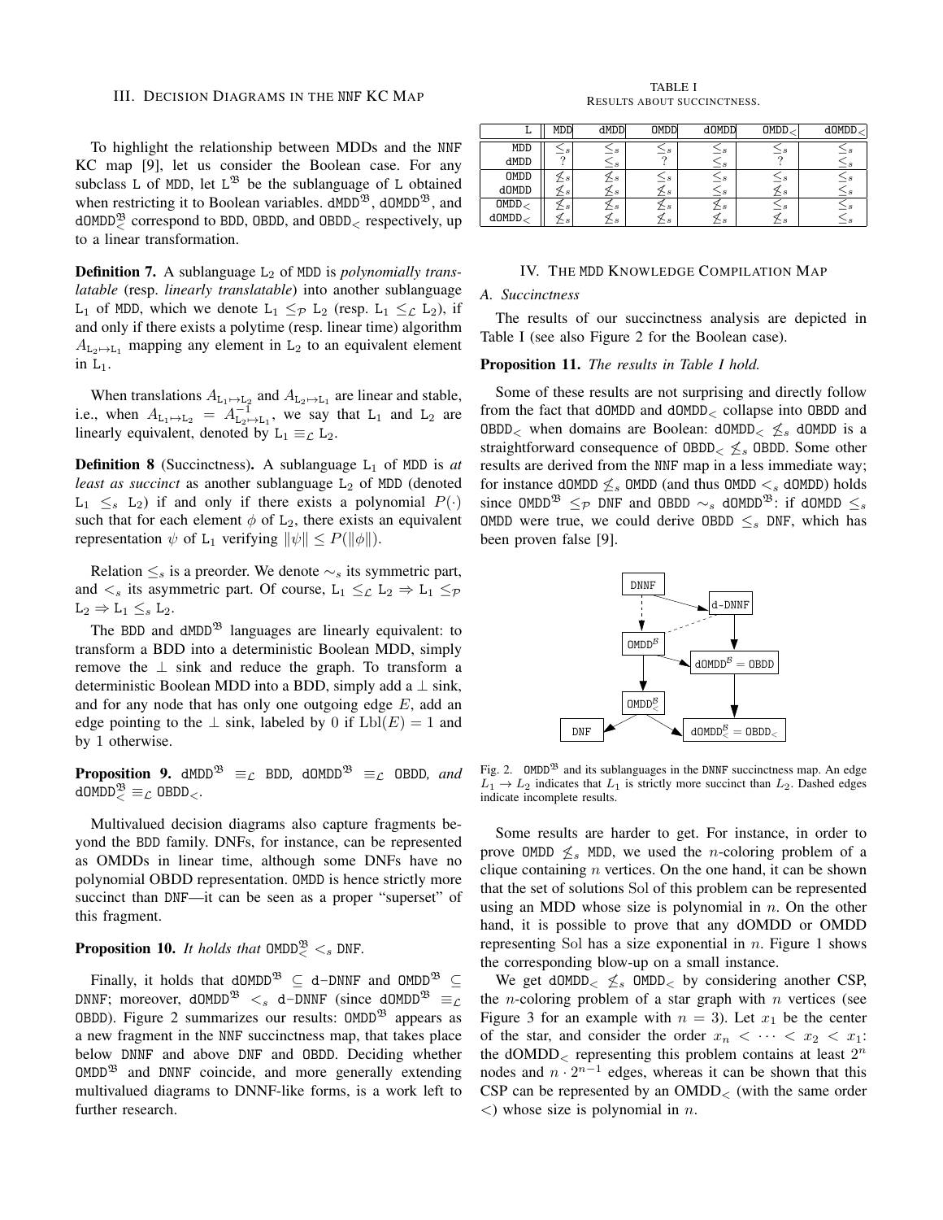### III. Decision Diagrams in the NNF KC Map

To highlight the relationship between MDDs and the NNF KC map [9], let us consider the Boolean case. For any subclass L of MDD, let $\mathtt{L}^{\mathfrak{B}}$ be the sublanguage of L obtained when restricting it to Boolean variables. $\mathtt{dMDD}^{\mathfrak{B}}$, $\mathtt{dOMDD}^{\mathfrak{B}}$, and $\mathtt{dOMDD}_{<}^{\mathfrak{B}}$ correspond to BDD, OBDD, and $\mathtt{OBDD}_{<}$ respectively, up to a linear transformation.

**Definition 7.** A sublanguage $\mathtt{L}_2$ of MDD is *polynomially translatable* (resp. *linearly translatable*) into another sublanguage $\mathtt{L}_1$ of MDD, which we denote $\mathtt{L}_1 \leq_{\mathcal{P}} \mathtt{L}_2$ (resp. $\mathtt{L}_1 \leq_{\mathcal{L}} \mathtt{L}_2$), if and only if there exists a polytime (resp. linear time) algorithm $A_{\mathtt{L}_2 \mapsto \mathtt{L}_1}$ mapping any element in $\mathtt{L}_2$ to an equivalent element in $\mathtt{L}_1$.

When translations $A_{\mathtt{L}_1 \mapsto \mathtt{L}_2}$ and $A_{\mathtt{L}_2 \mapsto \mathtt{L}_1}$ are linear and stable, i.e., when $A_{\mathtt{L}_1 \mapsto \mathtt{L}_2} = A_{\mathtt{L}_2 \mapsto \mathtt{L}_1}^{-1}$, we say that $\mathtt{L}_1$ and $\mathtt{L}_2$ are linearly equivalent, denoted by $\mathtt{L}_1 \equiv_{\mathcal{L}} \mathtt{L}_2$.

**Definition 8** (Succinctness)**.** A sublanguage $\mathtt{L}_1$ of MDD is *at least as succinct* as another sublanguage $\mathtt{L}_2$ of MDD (denoted $\mathtt{L}_1 \leq_s \mathtt{L}_2$) if and only if there exists a polynomial $P(\cdot)$ such that for each element $\phi$ of $\mathtt{L}_2$, there exists an equivalent representation $\psi$ of $\mathtt{L}_1$ verifying $\|\psi\| \leq P(\|\phi\|)$.

Relation $\leq_s$ is a preorder. We denote $\sim_s$ its symmetric part, and $<_s$ its asymmetric part. Of course, $\mathtt{L}_1 \leq_{\mathcal{L}} \mathtt{L}_2 \Rightarrow \mathtt{L}_1 \leq_{\mathcal{P}} \mathtt{L}_2 \Rightarrow \mathtt{L}_1 \leq_s \mathtt{L}_2$.

The BDD and $\mathtt{dMDD}^{\mathfrak{B}}$ languages are linearly equivalent: to transform a BDD into a deterministic Boolean MDD, simply remove the $\perp$ sink and reduce the graph. To transform a deterministic Boolean MDD into a BDD, simply add a $\perp$ sink, and for any node that has only one outgoing edge $E$, add an edge pointing to the $\perp$ sink, labeled by 0 if $\mathrm{Lbl}(E) = 1$ and by 1 otherwise.

**Proposition 9.** *$\mathtt{dMDD}^{\mathfrak{B}} \equiv_{\mathcal{L}}$ BDD, $\mathtt{dOMDD}^{\mathfrak{B}} \equiv_{\mathcal{L}}$ OBDD, and $\mathtt{dOMDD}_{<}^{\mathfrak{B}} \equiv_{\mathcal{L}} \mathtt{OBDD}_{<}$.*

Multivalued decision diagrams also capture fragments beyond the BDD family. DNFs, for instance, can be represented as OMDDs in linear time, although some DNFs have no polynomial OBDD representation. OMDD is hence strictly more succinct than DNF—it can be seen as a proper "superset" of this fragment.

**Proposition 10.** *It holds that $\mathtt{OMDD}_{<}^{\mathfrak{B}} <_s$ DNF.*

Finally, it holds that $\mathtt{dOMDD}^{\mathfrak{B}} \subseteq$ d-DNNF and $\mathtt{OMDD}^{\mathfrak{B}} \subseteq$ DNNF; moreover, $\mathtt{dOMDD}^{\mathfrak{B}} <_s$ d-DNNF (since $\mathtt{dOMDD}^{\mathfrak{B}} \equiv_{\mathcal{L}}$ OBDD). Figure 2 summarizes our results: $\mathtt{OMDD}^{\mathfrak{B}}$ appears as a new fragment in the NNF succinctness map, that takes place below DNNF and above DNF and OBDD. Deciding whether $\mathtt{OMDD}^{\mathfrak{B}}$ and DNNF coincide, and more generally extending multivalued diagrams to DNNF-like forms, is a work left to further research.

TABLE I
Results about succinctness.

| L | MDD | dMDD | OMDD | dOMDD | $\mathtt{OMDD}_<$ | $\mathtt{dOMDD}_<$ |
|---|---|---|---|---|---|---|
| MDD | $\leq_s$ | $\leq_s$ | $\leq_s$ | $\leq_s$ | $\leq_s$ | $\leq_s$ |
| dMDD | ? | $\leq_s$ | ? | $\leq_s$ | ? | $\leq_s$ |
| OMDD | $\not\leq_s$ | $\not\leq_s$ | $\leq_s$ | $\leq_s$ | $\leq_s$ | $\leq_s$ |
| dOMDD | $\not\leq_s$ | $\not\leq_s$ | $\not\leq_s$ | $\leq_s$ | $\not\leq_s$ | $\leq_s$ |
| $\mathtt{OMDD}_<$ | $\not\leq_s$ | $\not\leq_s$ | $\not\leq_s$ | $\not\leq_s$ | $\leq_s$ | $\leq_s$ |
| $\mathtt{dOMDD}_<$ | $\not\leq_s$ | $\not\leq_s$ | $\not\leq_s$ | $\not\leq_s$ | $\not\leq_s$ | $\leq_s$ |

### IV. The MDD Knowledge Compilation Map

#### A. Succinctness

The results of our succinctness analysis are depicted in Table I (see also Figure 2 for the Boolean case).

**Proposition 11.** *The results in Table I hold.*

Some of these results are not surprising and directly follow from the fact that dOMDD and $\mathtt{dOMDD}_<$ collapse into OBDD and $\mathtt{OBDD}_<$ when domains are Boolean: $\mathtt{dOMDD}_< \not\leq_s$ dOMDD is a straightforward consequence of $\mathtt{OBDD}_< \not\leq_s$ OBDD. Some other results are derived from the NNF map in a less immediate way; for instance dOMDD $\not\leq_s$ OMDD (and thus OMDD $<_s$ dOMDD) holds since $\mathtt{OMDD}^{\mathfrak{B}} \leq_{\mathcal{P}}$ DNF and OBDD $\sim_s \mathtt{dOMDD}^{\mathfrak{B}}$: if dOMDD $\leq_s$ OMDD were true, we could derive OBDD $\leq_s$ DNF, which has been proven false [9].

Fig. 2. $\mathtt{OMDD}^{\mathfrak{B}}$ and its sublanguages in the DNNF succinctness map. An edge $L_1 \rightarrow L_2$ indicates that $L_1$ is strictly more succinct than $L_2$. Dashed edges indicate incomplete results.

Some results are harder to get. For instance, in order to prove OMDD $\not\leq_s$ MDD, we used the $n$-coloring problem of a clique containing $n$ vertices. On the one hand, it can be shown that the set of solutions Sol of this problem can be represented using an MDD whose size is polynomial in $n$. On the other hand, it is possible to prove that any dOMDD or OMDD representing Sol has a size exponential in $n$. Figure 1 shows the corresponding blow-up on a small instance.

We get $\mathtt{dOMDD}_< \not\leq_s \mathtt{OMDD}_<$ by considering another CSP, the $n$-coloring problem of a star graph with $n$ vertices (see Figure 3 for an example with $n = 3$). Let $x_1$ be the center of the star, and consider the order $x_n < \cdots < x_2 < x_1$: the $\mathrm{dOMDD}_<$ representing this problem contains at least $2^n$ nodes and $n \cdot 2^{n-1}$ edges, whereas it can be shown that this CSP can be represented by an $\mathrm{OMDD}_<$ (with the same order $<$) whose size is polynomial in $n$.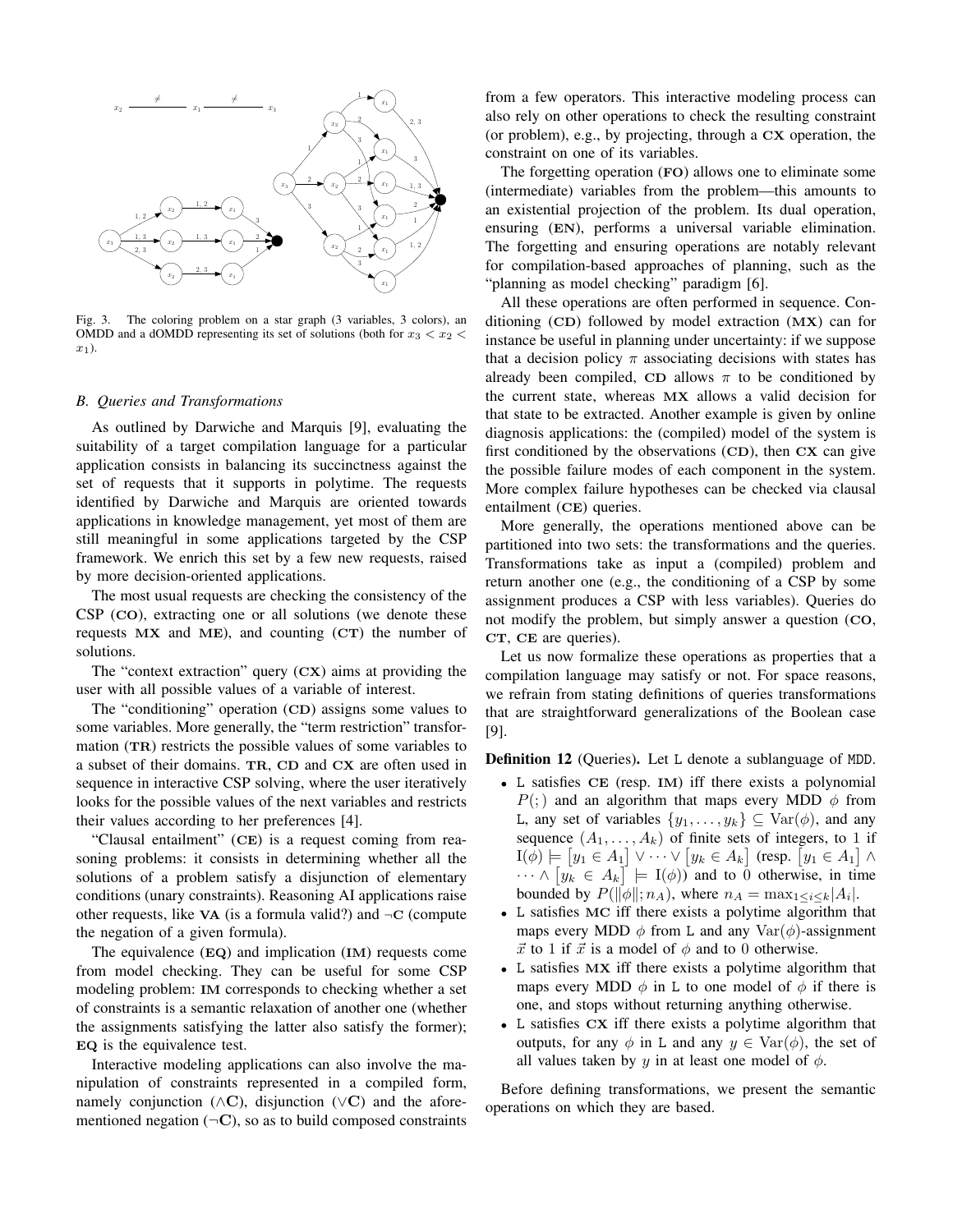Fig. 3. The coloring problem on a star graph (3 variables, 3 colors), an OMDD and a dOMDD representing its set of solutions (both for $x_3 < x_2 < x_1$).

### B. Queries and Transformations

As outlined by Darwiche and Marquis [9], evaluating the suitability of a target compilation language for a particular application consists in balancing its succinctness against the set of requests that it supports in polytime. The requests identified by Darwiche and Marquis are oriented towards applications in knowledge management, yet most of them are still meaningful in some applications targeted by the CSP framework. We enrich this set by a few new requests, raised by more decision-oriented applications.

The most usual requests are checking the consistency of the CSP (**CO**), extracting one or all solutions (we denote these requests **MX** and **ME**), and counting (**CT**) the number of solutions.

The "context extraction" query (**CX**) aims at providing the user with all possible values of a variable of interest.

The "conditioning" operation (**CD**) assigns some values to some variables. More generally, the "term restriction" transformation (**TR**) restricts the possible values of some variables to a subset of their domains. **TR**, **CD** and **CX** are often used in sequence in interactive CSP solving, where the user iteratively looks for the possible values of the next variables and restricts their values according to her preferences [4].

"Clausal entailment" (**CE**) is a request coming from reasoning problems: it consists in determining whether all the solutions of a problem satisfy a disjunction of elementary conditions (unary constraints). Reasoning AI applications raise other requests, like **VA** (is a formula valid?) and **¬C** (compute the negation of a given formula).

The equivalence (**EQ**) and implication (**IM**) requests come from model checking. They can be useful for some CSP modeling problem: **IM** corresponds to checking whether a set of constraints is a semantic relaxation of another one (whether the assignments satisfying the latter also satisfy the former); **EQ** is the equivalence test.

Interactive modeling applications can also involve the manipulation of constraints represented in a compiled form, namely conjunction (**∧C**), disjunction (**∨C**) and the aforementioned negation (**¬C**), so as to build composed constraints from a few operators. This interactive modeling process can also rely on other operations to check the resulting constraint (or problem), e.g., by projecting, through a **CX** operation, the constraint on one of its variables.

The forgetting operation (**FO**) allows one to eliminate some (intermediate) variables from the problem—this amounts to an existential projection of the problem. Its dual operation, ensuring (**EN**), performs a universal variable elimination. The forgetting and ensuring operations are notably relevant for compilation-based approaches of planning, such as the "planning as model checking" paradigm [6].

All these operations are often performed in sequence. Conditioning (**CD**) followed by model extraction (**MX**) can for instance be useful in planning under uncertainty: if we suppose that a decision policy $\pi$ associating decisions with states has already been compiled, **CD** allows $\pi$ to be conditioned by the current state, whereas **MX** allows a valid decision for that state to be extracted. Another example is given by online diagnosis applications: the (compiled) model of the system is first conditioned by the observations (**CD**), then **CX** can give the possible failure modes of each component in the system. More complex failure hypotheses can be checked via clausal entailment (**CE**) queries.

More generally, the operations mentioned above can be partitioned into two sets: the transformations and the queries. Transformations take as input a (compiled) problem and return another one (e.g., the conditioning of a CSP by some assignment produces a CSP with less variables). Queries do not modify the problem, but simply answer a question (**CO**, **CT**, **CE** are queries).

Let us now formalize these operations as properties that a compilation language may satisfy or not. For space reasons, we refrain from stating definitions of queries transformations that are straightforward generalizations of the Boolean case [9].

**Definition 12** (Queries)**.** Let L denote a sublanguage of MDD.

- L satisfies **CE** (resp. **IM**) iff there exists a polynomial $P(;)$ and an algorithm that maps every MDD $\phi$ from L, any set of variables $\{y_1, \ldots, y_k\} \subseteq \mathrm{Var}(\phi)$, and any sequence $(A_1, \ldots, A_k)$ of finite sets of integers, to 1 if $\mathrm{I}(\phi) \models [y_1 \in A_1] \vee \cdots \vee [y_k \in A_k]$ (resp. $[y_1 \in A_1] \wedge \cdots \wedge [y_k \in A_k] \models \mathrm{I}(\phi)$) and to 0 otherwise, in time bounded by $P(\|\phi\|; n_A)$, where $n_A = \max_{1 \leq i \leq k} |A_i|$.
- L satisfies **MC** iff there exists a polytime algorithm that maps every MDD $\phi$ from L and any $\mathrm{Var}(\phi)$-assignment $\vec{x}$ to 1 if $\vec{x}$ is a model of $\phi$ and to 0 otherwise.
- L satisfies **MX** iff there exists a polytime algorithm that maps every MDD $\phi$ in L to one model of $\phi$ if there is one, and stops without returning anything otherwise.
- L satisfies **CX** iff there exists a polytime algorithm that outputs, for any $\phi$ in L and any $y \in \mathrm{Var}(\phi)$, the set of all values taken by $y$ in at least one model of $\phi$.

Before defining transformations, we present the semantic operations on which they are based.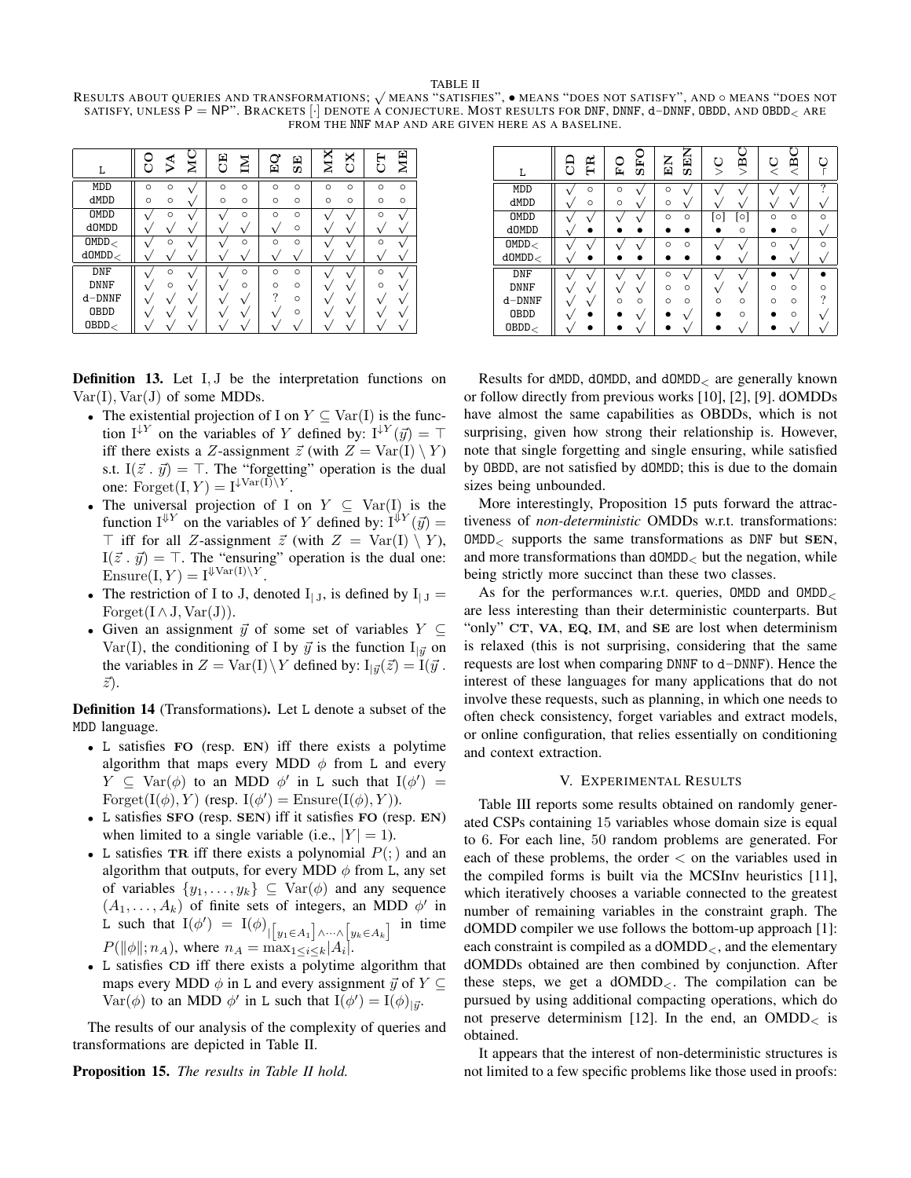TABLE II

RESULTS ABOUT QUERIES AND TRANSFORMATIONS; √ MEANS "SATISFIES", ● MEANS "DOES NOT SATISFY", AND ○ MEANS "DOES NOT SATISFY, UNLESS P = NP". BRACKETS [·] DENOTE A CONJECTURE. MOST RESULTS FOR DNF, DNNF, d-DNNF, OBDD, AND OBDD$_<$ ARE FROM THE NNF MAP AND ARE GIVEN HERE AS A BASELINE.

| L | CO | VA | MC | CE | IM | EQ | SE | MX | CX | CT | ME |
|---|---|---|---|---|---|---|---|---|---|---|---|
| MDD | ○ | ○ | √ | ○ | ○ | ○ | ○ | ○ | ○ | ○ | ○ |
| dMDD | ○ | ○ | √ | ○ | ○ | ○ | ○ | ○ | ○ | ○ | ○ |
| OMDD | √ | ○ | √ | √ | ○ | ○ | ○ | √ | √ | ○ | √ |
| dOMDD | √ | √ | √ | √ | √ | √ | ○ | √ | √ | √ | √ |
| OMDD$_<$ | √ | ○ | √ | √ | ○ | ○ | ○ | √ | √ | ○ | √ |
| dOMDD$_<$ | √ | √ | √ | √ | √ | √ | √ | √ | √ | √ | √ |
| DNF | √ | ○ | √ | √ | ○ | ○ | ○ | √ | √ | ○ | √ |
| DNNF | √ | ○ | √ | √ | ○ | ○ | ○ | √ | √ | ○ | √ |
| d-DNNF | √ | √ | √ | √ | √ | ? | ○ | √ | √ | √ | √ |
| OBDD | √ | √ | √ | √ | √ | √ | ○ | √ | √ | √ | √ |
| OBDD$_<$ | √ | √ | √ | √ | √ | √ | √ | √ | √ | √ | √ |

| L | CD | TR | FO | SFO | EN | SEN | ∨C | ∨BC | ∧C | ∧BC | ¬C |
|---|---|---|---|---|---|---|---|---|---|---|---|
| MDD | √ | ○ | ○ | √ | ○ | √ | √ | √ | √ | √ | ? |
| dMDD | √ | ○ | ○ | √ | ○ | √ | √ | √ | √ | √ | √ |
| OMDD | √ | √ | √ | √ | ○ | ○ | [○] | [○] | ○ | ○ | ○ |
| dOMDD | √ | ● | ● | ● | ● | ● | ● | ○ | ● | ○ | √ |
| OMDD$_<$ | √ | √ | √ | √ | ○ | ○ | √ | √ | ○ | √ | ○ |
| dOMDD$_<$ | √ | ● | ● | ● | ● | ● | ● | √ | ● | √ | √ |
| DNF | √ | √ | √ | √ | ○ | √ | √ | √ | ● | √ | ● |
| DNNF | √ | √ | √ | √ | ○ | ○ | √ | √ | ○ | ○ | ○ |
| d-DNNF | √ | √ | ○ | ○ | ○ | ○ | ○ | ○ | ○ | ○ | ? |
| OBDD | √ | ● | ● | √ | ● | √ | ● | ○ | ● | ○ | √ |
| OBDD$_<$ | √ | ● | ● | √ | ● | √ | ● | √ | ● | √ | √ |

**Definition 13.** Let I, J be the interpretation functions on $\mathrm{Var}(\mathrm{I}), \mathrm{Var}(\mathrm{J})$ of some MDDs.

- The existential projection of I on $Y \subseteq \mathrm{Var}(\mathrm{I})$ is the function $\mathrm{I}^{\downarrow Y}$ on the variables of $Y$ defined by: $\mathrm{I}^{\downarrow Y}(\vec{y}) = \top$ iff there exists a $Z$-assignment $\vec{z}$ (with $Z = \mathrm{Var}(\mathrm{I}) \setminus Y$) s.t. $\mathrm{I}(\vec{z} \,.\, \vec{y}) = \top$. The "forgetting" operation is the dual one: $\mathrm{Forget}(\mathrm{I}, Y) = \mathrm{I}^{\downarrow \mathrm{Var}(\mathrm{I}) \setminus Y}$.
- The universal projection of I on $Y \subseteq \mathrm{Var}(\mathrm{I})$ is the function $\mathrm{I}^{\Downarrow Y}$ on the variables of $Y$ defined by: $\mathrm{I}^{\Downarrow Y}(\vec{y}) = \top$ iff for all $Z$-assignment $\vec{z}$ (with $Z = \mathrm{Var}(\mathrm{I}) \setminus Y$), $\mathrm{I}(\vec{z} \,.\, \vec{y}) = \top$. The "ensuring" operation is the dual one: $\mathrm{Ensure}(\mathrm{I}, Y) = \mathrm{I}^{\Downarrow \mathrm{Var}(\mathrm{I}) \setminus Y}$.
- The restriction of I to J, denoted $\mathrm{I}_{|\mathrm{J}}$, is defined by $\mathrm{I}_{|\mathrm{J}} = \mathrm{Forget}(\mathrm{I} \wedge \mathrm{J}, \mathrm{Var}(\mathrm{J}))$.
- Given an assignment $\vec{y}$ of some set of variables $Y \subseteq \mathrm{Var}(\mathrm{I})$, the conditioning of I by $\vec{y}$ is the function $\mathrm{I}_{|\vec{y}}$ on the variables in $Z = \mathrm{Var}(\mathrm{I}) \setminus Y$ defined by: $\mathrm{I}_{|\vec{y}}(\vec{z}) = \mathrm{I}(\vec{y} \,.\, \vec{z})$.

**Definition 14** (Transformations)**.** Let L denote a subset of the MDD language.

- L satisfies **FO** (resp. **EN**) iff there exists a polytime algorithm that maps every MDD $\phi$ from L and every $Y \subseteq \mathrm{Var}(\phi)$ to an MDD $\phi'$ in L such that $\mathrm{I}(\phi') = \mathrm{Forget}(\mathrm{I}(\phi), Y)$ (resp. $\mathrm{I}(\phi') = \mathrm{Ensure}(\mathrm{I}(\phi), Y)$).
- L satisfies **SFO** (resp. **SEN**) iff it satisfies **FO** (resp. **EN**) when limited to a single variable (i.e., $|Y| = 1$).
- L satisfies **TR** iff there exists a polynomial $P(;)$ and an algorithm that outputs, for every MDD $\phi$ from L, any set of variables $\{y_1, \ldots, y_k\} \subseteq \mathrm{Var}(\phi)$ and any sequence $(A_1, \ldots, A_k)$ of finite sets of integers, an MDD $\phi'$ in L such that $\mathrm{I}(\phi') = \mathrm{I}(\phi)_{|\left[y_1 \in A_1\right] \wedge \cdots \wedge \left[y_k \in A_k\right]}$ in time $P(\|\phi\|; n_A)$, where $n_A = \max_{1 \leq i \leq k} |A_i|$.
- L satisfies **CD** iff there exists a polytime algorithm that maps every MDD $\phi$ in L and every assignment $\vec{y}$ of $Y \subseteq \mathrm{Var}(\phi)$ to an MDD $\phi'$ in L such that $\mathrm{I}(\phi') = \mathrm{I}(\phi)_{|\vec{y}}$.

The results of our analysis of the complexity of queries and transformations are depicted in Table II.

**Proposition 15.** *The results in Table II hold.*

Results for dMDD, dOMDD, and dOMDD$_<$ are generally known or follow directly from previous works [10], [2], [9]. dOMDDs have almost the same capabilities as OBDDs, which is not surprising, given how strong their relationship is. However, note that single forgetting and single ensuring, while satisfied by OBDD, are not satisfied by dOMDD; this is due to the domain sizes being unbounded.

More interestingly, Proposition 15 puts forward the attractiveness of *non-deterministic* OMDDs w.r.t. transformations: OMDD$_<$ supports the same transformations as DNF but **SEN**, and more transformations than dOMDD$_<$ but the negation, while being strictly more succinct than these two classes.

As for the performances w.r.t. queries, OMDD and OMDD$_<$ are less interesting than their deterministic counterparts. But "only" **CT**, **VA**, **EQ**, **IM**, and **SE** are lost when determinism is relaxed (this is not surprising, considering that the same requests are lost when comparing DNNF to d-DNNF). Hence the interest of these languages for many applications that do not involve these requests, such as planning, in which one needs to often check consistency, forget variables and extract models, or online configuration, that relies essentially on conditioning and context extraction.

## V. Experimental Results

Table III reports some results obtained on randomly generated CSPs containing 15 variables whose domain size is equal to 6. For each line, 50 random problems are generated. For each of these problems, the order $<$ on the variables used in the compiled forms is built via the MCSInv heuristics [11], which iteratively chooses a variable connected to the greatest number of remaining variables in the constraint graph. The dOMDD compiler we use follows the bottom-up approach [1]: each constraint is compiled as a dOMDD$_<$, and the elementary dOMDDs obtained are then combined by conjunction. After these steps, we get a dOMDD$_<$. The compilation can be pursued by using additional compacting operations, which do not preserve determinism [12]. In the end, an OMDD$_<$ is obtained.

It appears that the interest of non-deterministic structures is not limited to a few specific problems like those used in proofs: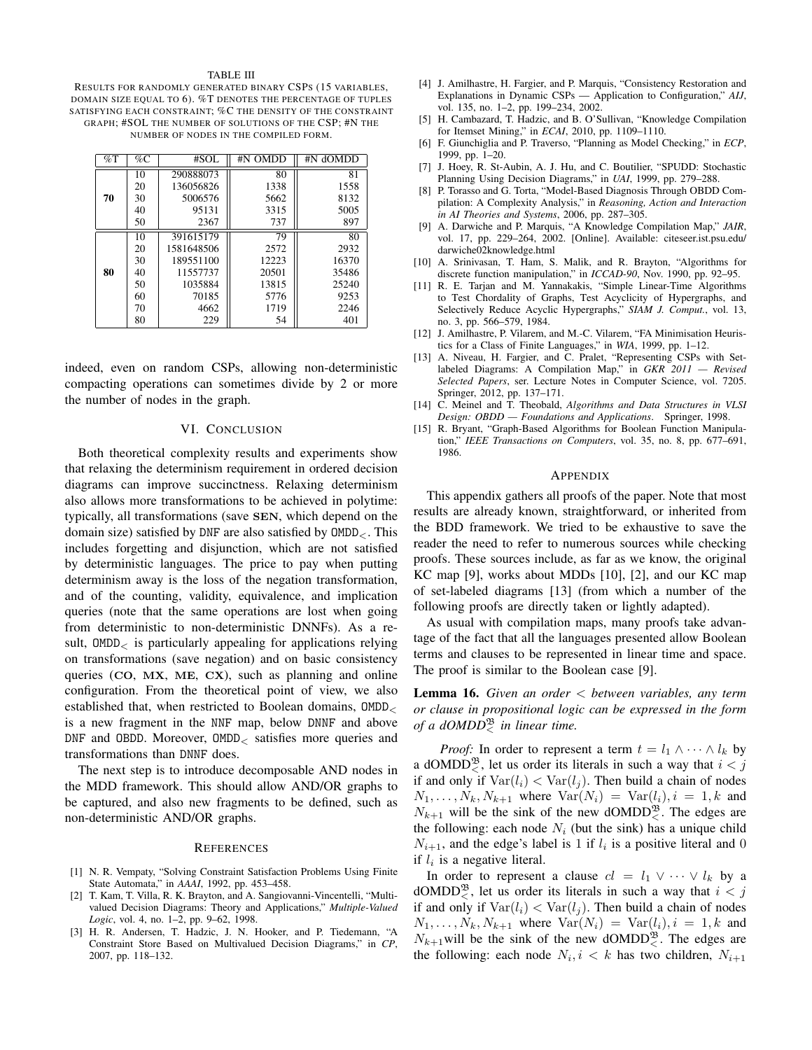TABLE III

RESULTS FOR RANDOMLY GENERATED BINARY CSPS (15 VARIABLES, DOMAIN SIZE EQUAL TO 6). %T DENOTES THE PERCENTAGE OF TUPLES SATISFYING EACH CONSTRAINT; %C THE DENSITY OF THE CONSTRAINT GRAPH; #SOL THE NUMBER OF SOLUTIONS OF THE CSP; #N THE NUMBER OF NODES IN THE COMPILED FORM.

| %T | %C | #SOL | #N OMDD | #N dOMDD |
|---|---|---|---|---|
| **70** | 10 | 290888073 | 80 | 81 |
| | 20 | 136056826 | 1338 | 1558 |
| | 30 | 5006576 | 5662 | 8132 |
| | 40 | 95131 | 3315 | 5005 |
| | 50 | 2367 | 737 | 897 |
| **80** | 10 | 391615179 | 79 | 80 |
| | 20 | 1581648506 | 2572 | 2932 |
| | 30 | 189551100 | 12223 | 16370 |
| | 40 | 11557737 | 20501 | 35486 |
| | 50 | 1035884 | 13815 | 25240 |
| | 60 | 70185 | 5776 | 9253 |
| | 70 | 4662 | 1719 | 2246 |
| | 80 | 229 | 54 | 401 |

indeed, even on random CSPs, allowing non-deterministic compacting operations can sometimes divide by 2 or more the number of nodes in the graph.

## VI. CONCLUSION

Both theoretical complexity results and experiments show that relaxing the determinism requirement in ordered decision diagrams can improve succinctness. Relaxing determinism also allows more transformations to be achieved in polytime: typically, all transformations (save **SEN**, which depend on the domain size) satisfied by DNF are also satisfied by $\text{OMDD}_<$. This includes forgetting and disjunction, which are not satisfied by deterministic languages. The price to pay when putting determinism away is the loss of the negation transformation, and of the counting, validity, equivalence, and implication queries (note that the same operations are lost when going from deterministic to non-deterministic DNNFs). As a result, $\text{OMDD}_<$ is particularly appealing for applications relying on transformations (save negation) and on basic consistency queries (**CO**, **MX**, **ME**, **CX**), such as planning and online configuration. From the theoretical point of view, we also established that, when restricted to Boolean domains, $\text{OMDD}_<$ is a new fragment in the NNF map, below DNNF and above DNF and OBDD. Moreover, $\text{OMDD}_<$ satisfies more queries and transformations than DNNF does.

The next step is to introduce decomposable AND nodes in the MDD framework. This should allow AND/OR graphs to be captured, and also new fragments to be defined, such as non-deterministic AND/OR graphs.

## REFERENCES

[1] N. R. Vempaty, "Solving Constraint Satisfaction Problems Using Finite State Automata," in *AAAI*, 1992, pp. 453–458.

[2] T. Kam, T. Villa, R. K. Brayton, and A. Sangiovanni-Vincentelli, "Multi-valued Decision Diagrams: Theory and Applications," *Multiple-Valued Logic*, vol. 4, no. 1–2, pp. 9–62, 1998.

[3] H. R. Andersen, T. Hadzic, J. N. Hooker, and P. Tiedemann, "A Constraint Store Based on Multivalued Decision Diagrams," in *CP*, 2007, pp. 118–132.

[4] J. Amilhastre, H. Fargier, and P. Marquis, "Consistency Restoration and Explanations in Dynamic CSPs — Application to Configuration," *AIJ*, vol. 135, no. 1–2, pp. 199–234, 2002.

[5] H. Cambazard, T. Hadzic, and B. O'Sullivan, "Knowledge Compilation for Itemset Mining," in *ECAI*, 2010, pp. 1109–1110.

[6] F. Giunchiglia and P. Traverso, "Planning as Model Checking," in *ECP*, 1999, pp. 1–20.

[7] J. Hoey, R. St-Aubin, A. J. Hu, and C. Boutilier, "SPUDD: Stochastic Planning Using Decision Diagrams," in *UAI*, 1999, pp. 279–288.

[8] P. Torasso and G. Torta, "Model-Based Diagnosis Through OBDD Compilation: A Complexity Analysis," in *Reasoning, Action and Interaction in AI Theories and Systems*, 2006, pp. 287–305.

[9] A. Darwiche and P. Marquis, "A Knowledge Compilation Map," *JAIR*, vol. 17, pp. 229–264, 2002. [Online]. Available: citeseer.ist.psu.edu/darwiche02knowledge.html

[10] A. Srinivasan, T. Ham, S. Malik, and R. Brayton, "Algorithms for discrete function manipulation," in *ICCAD-90*, Nov. 1990, pp. 92–95.

[11] R. E. Tarjan and M. Yannakakis, "Simple Linear-Time Algorithms to Test Chordality of Graphs, Test Acyclicity of Hypergraphs, and Selectively Reduce Acyclic Hypergraphs," *SIAM J. Comput.*, vol. 13, no. 3, pp. 566–579, 1984.

[12] J. Amilhastre, P. Vilarem, and M.-C. Vilarem, "FA Minimisation Heuristics for a Class of Finite Languages," in *WIA*, 1999, pp. 1–12.

[13] A. Niveau, H. Fargier, and C. Pralet, "Representing CSPs with Set-labeled Diagrams: A Compilation Map," in *GKR 2011 — Revised Selected Papers*, ser. Lecture Notes in Computer Science, vol. 7205. Springer, 2012, pp. 137–171.

[14] C. Meinel and T. Theobald, *Algorithms and Data Structures in VLSI Design: OBDD — Foundations and Applications*. Springer, 1998.

[15] R. Bryant, "Graph-Based Algorithms for Boolean Function Manipulation," *IEEE Transactions on Computers*, vol. 35, no. 8, pp. 677–691, 1986.

## APPENDIX

This appendix gathers all proofs of the paper. Note that most results are already known, straightforward, or inherited from the BDD framework. We tried to be exhaustive to save the reader the need to refer to numerous sources while checking proofs. These sources include, as far as we know, the original KC map [9], works about MDDs [10], [2], and our KC map of set-labeled diagrams [13] (from which a number of the following proofs are directly taken or lightly adapted).

As usual with compilation maps, many proofs take advantage of the fact that all the languages presented allow Boolean terms and clauses to be represented in linear time and space. The proof is similar to the Boolean case [9].

**Lemma 16.** *Given an order $<$ between variables, any term or clause in propositional logic can be expressed in the form of a dOMDD$^{\mathfrak{B}}_<$ in linear time.*

*Proof:* In order to represent a term $t = l_1 \wedge \cdots \wedge l_k$ by a dOMDD$^{\mathfrak{B}}_<$, let us order its literals in such a way that $i < j$ if and only if $\text{Var}(l_i) < \text{Var}(l_j)$. Then build a chain of nodes $N_1, \ldots, N_k, N_{k+1}$ where $\text{Var}(N_i) = \text{Var}(l_i), i = 1, k$ and $N_{k+1}$ will be the sink of the new dOMDD$^{\mathfrak{B}}_<$. The edges are the following: each node $N_i$ (but the sink) has a unique child $N_{i+1}$, and the edge's label is 1 if $l_i$ is a positive literal and 0 if $l_i$ is a negative literal.

In order to represent a clause $cl = l_1 \vee \cdots \vee l_k$ by a dOMDD$^{\mathfrak{B}}_<$, let us order its literals in such a way that $i < j$ if and only if $\text{Var}(l_i) < \text{Var}(l_j)$. Then build a chain of nodes $N_1, \ldots, N_k, N_{k+1}$ where $\text{Var}(N_i) = \text{Var}(l_i), i = 1, k$ and $N_{k+1}$will be the sink of the new dOMDD$^{\mathfrak{B}}_<$. The edges are the following: each node $N_i, i < k$ has two children, $N_{i+1}$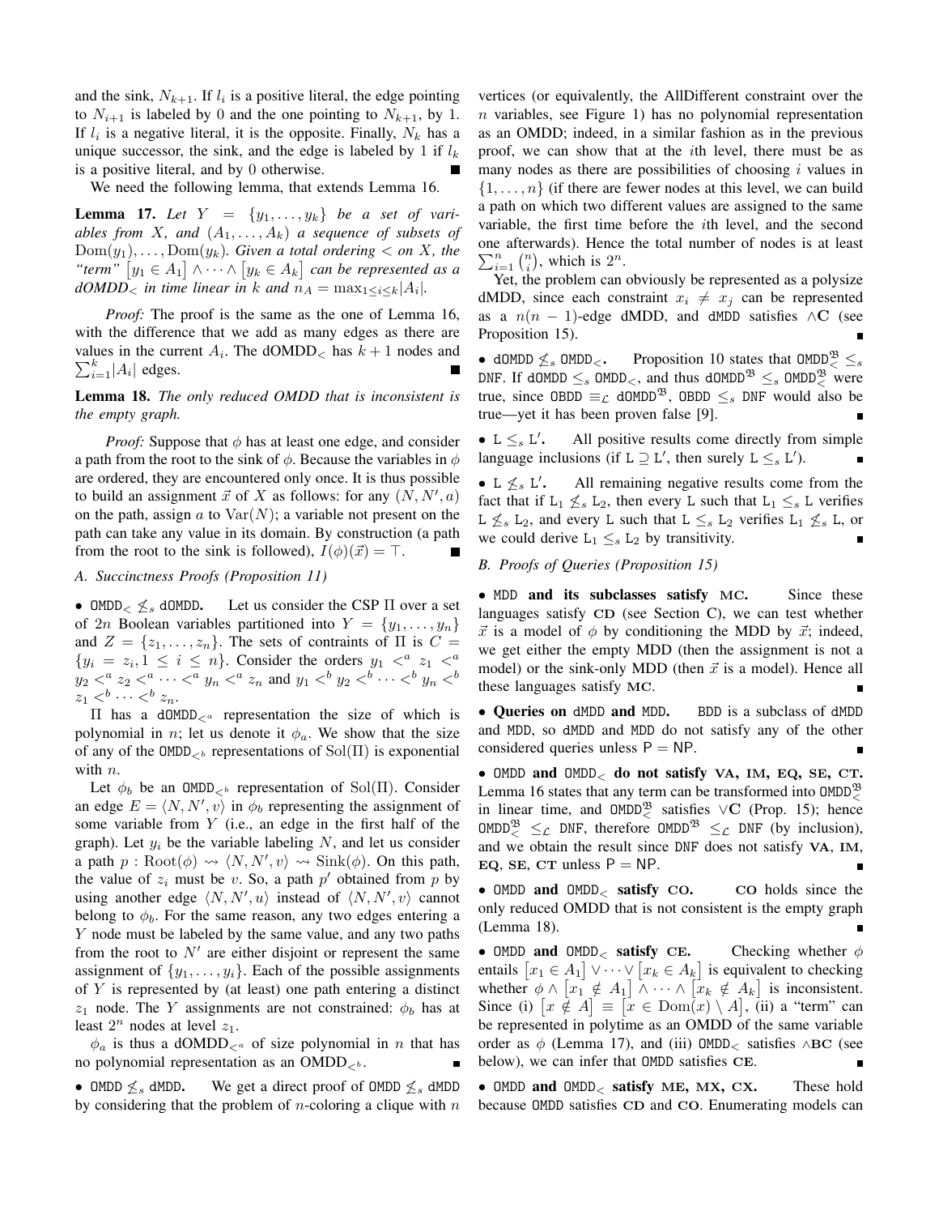and the sink, $N_{k+1}$. If $l_i$ is a positive literal, the edge pointing to $N_{i+1}$ is labeled by 0 and the one pointing to $N_{k+1}$, by 1. If $l_i$ is a negative literal, it is the opposite. Finally, $N_k$ has a unique successor, the sink, and the edge is labeled by 1 if $l_k$ is a positive literal, and by 0 otherwise. ∎

We need the following lemma, that extends Lemma 16.

**Lemma 17.** *Let $Y = \{y_1, \dots, y_k\}$ be a set of variables from $X$, and $(A_1, \dots, A_k)$ a sequence of subsets of $\mathrm{Dom}(y_1), \dots, \mathrm{Dom}(y_k)$. Given a total ordering $<$ on $X$, the "term" $[y_1 \in A_1] \wedge \cdots \wedge [y_k \in A_k]$ can be represented as a dOMDD$_<$ in time linear in $k$ and $n_A = \max_{1 \le i \le k} |A_i|$.*

*Proof:* The proof is the same as the one of Lemma 16, with the difference that we add as many edges as there are values in the current $A_i$. The dOMDD$_<$ has $k+1$ nodes and $\sum_{i=1}^{k} |A_i|$ edges. ∎

**Lemma 18.** *The only reduced OMDD that is inconsistent is the empty graph.*

*Proof:* Suppose that $\phi$ has at least one edge, and consider a path from the root to the sink of $\phi$. Because the variables in $\phi$ are ordered, they are encountered only once. It is thus possible to build an assignment $\vec{x}$ of $X$ as follows: for any $(N, N', a)$ on the path, assign $a$ to $\mathrm{Var}(N)$; a variable not present on the path can take any value in its domain. By construction (a path from the root to the sink is followed), $I(\phi)(\vec{x}) = \top$. ∎

### A. Succinctness Proofs (Proposition 11)

• **OMDD$_<$ $\not\le_s$ dOMDD.** Let us consider the CSP $\Pi$ over a set of $2n$ Boolean variables partitioned into $Y = \{y_1, \dots, y_n\}$ and $Z = \{z_1, \dots, z_n\}$. The sets of contraints of $\Pi$ is $C = \{y_i = z_i, 1 \le i \le n\}$. Consider the orders $y_1 <^a z_1 <^a y_2 <^a z_2 <^a \cdots <^a y_n <^a z_n$ and $y_1 <^b y_2 <^b \cdots <^b y_n <^b z_1 <^b \cdots <^b z_n$.

$\Pi$ has a dOMDD$_{<^a}$ representation the size of which is polynomial in $n$; let us denote it $\phi_a$. We show that the size of any of the OMDD$_{<^b}$ representations of $\mathrm{Sol}(\Pi)$ is exponential with $n$.

Let $\phi_b$ be an OMDD$_{<^b}$ representation of $\mathrm{Sol}(\Pi)$. Consider an edge $E = \langle N, N', v \rangle$ in $\phi_b$ representing the assignment of some variable from $Y$ (i.e., an edge in the first half of the graph). Let $y_i$ be the variable labeling $N$, and let us consider a path $p : \mathrm{Root}(\phi) \rightsquigarrow \langle N, N', v \rangle \rightsquigarrow \mathrm{Sink}(\phi)$. On this path, the value of $z_i$ must be $v$. So, a path $p'$ obtained from $p$ by using another edge $\langle N, N', u \rangle$ instead of $\langle N, N', v \rangle$ cannot belong to $\phi_b$. For the same reason, any two edges entering a $Y$ node must be labeled by the same value, and any two paths from the root to $N'$ are either disjoint or represent the same assignment of $\{y_1, \dots, y_i\}$. Each of the possible assignments of $Y$ is represented by (at least) one path entering a distinct $z_1$ node. The $Y$ assignments are not constrained: $\phi_b$ has at least $2^n$ nodes at level $z_1$.

$\phi_a$ is thus a dOMDD$_{<^a}$ of size polynomial in $n$ that has no polynomial representation as an OMDD$_{<^b}$. ∎

• **OMDD $\not\le_s$ dMDD.** We get a direct proof of OMDD $\not\le_s$ dMDD by considering that the problem of $n$-coloring a clique with $n$ vertices (or equivalently, the AllDifferent constraint over the $n$ variables, see Figure 1) has no polynomial representation as an OMDD; indeed, in a similar fashion as in the previous proof, we can show that at the $i$th level, there must be as many nodes as there are possibilities of choosing $i$ values in $\{1, \dots, n\}$ (if there are fewer nodes at this level, we can build a path on which two different values are assigned to the same variable, the first time before the $i$th level, and the second one afterwards). Hence the total number of nodes is at least $\sum_{i=1}^{n} \binom{n}{i}$, which is $2^n$.

Yet, the problem can obviously be represented as a polysize dMDD, since each constraint $x_i \neq x_j$ can be represented as a $n(n-1)$-edge dMDD, and dMDD satisfies $\wedge$**C** (see Proposition 15). ∎

• **dOMDD $\not\le_s$ OMDD$_<$.** Proposition 10 states that $\text{OMDD}_<^{\mathfrak{B}} \le_s$ DNF. If dOMDD $\le_s$ OMDD$_<$, and thus $\text{dOMDD}^{\mathfrak{B}} \le_s \text{OMDD}_<^{\mathfrak{B}}$ were true, since OBDD $\equiv_{\mathcal{L}}$ $\text{dOMDD}^{\mathfrak{B}}$, OBDD $\le_s$ DNF would also be true—yet it has been proven false [9]. ∎

• **L $\le_s$ L′.** All positive results come directly from simple language inclusions (if L $\supseteq$ L′, then surely L $\le_s$ L′). ∎

• **L $\not\le_s$ L′.** All remaining negative results come from the fact that if L$_1$ $\not\le_s$ L$_2$, then every L such that L$_1$ $\le_s$ L verifies L $\not\le_s$ L$_2$, and every L such that L $\le_s$ L$_2$ verifies L$_1$ $\not\le_s$ L, or we could derive L$_1$ $\le_s$ L$_2$ by transitivity. ∎

### B. Proofs of Queries (Proposition 15)

• **MDD and its subclasses satisfy MC.** Since these languages satisfy **CD** (see Section C), we can test whether $\vec{x}$ is a model of $\phi$ by conditioning the MDD by $\vec{x}$; indeed, we get either the empty MDD (then the assignment is not a model) or the sink-only MDD (then $\vec{x}$ is a model). Hence all these languages satisfy **MC**. ∎

• **Queries on dMDD and MDD.** BDD is a subclass of dMDD and MDD, so dMDD and MDD do not satisfy any of the other considered queries unless P = NP. ∎

• **OMDD and OMDD$_<$ do not satisfy VA, IM, EQ, SE, CT.** Lemma 16 states that any term can be transformed into $\text{OMDD}_<^{\mathfrak{B}}$ in linear time, and $\text{OMDD}_<^{\mathfrak{B}}$ satisfies $\vee$**C** (Prop. 15); hence $\text{OMDD}_<^{\mathfrak{B}} \le_{\mathcal{L}}$ DNF, therefore $\text{OMDD}^{\mathfrak{B}} \le_{\mathcal{L}}$ DNF (by inclusion), and we obtain the result since DNF does not satisfy **VA**, **IM**, **EQ**, **SE**, **CT** unless P = NP. ∎

• **OMDD and OMDD$_<$ satisfy CO.** **CO** holds since the only reduced OMDD that is not consistent is the empty graph (Lemma 18). ∎

• **OMDD and OMDD$_<$ satisfy CE.** Checking whether $\phi$ entails $[x_1 \in A_1] \vee \cdots \vee [x_k \in A_k]$ is equivalent to checking whether $\phi \wedge [x_1 \notin A_1] \wedge \cdots \wedge [x_k \notin A_k]$ is inconsistent. Since (i) $[x \notin A] \equiv [x \in \mathrm{Dom}(x) \setminus A]$, (ii) a "term" can be represented in polytime as an OMDD of the same variable order as $\phi$ (Lemma 17), and (iii) OMDD$_<$ satisfies $\wedge$**BC** (see below), we can infer that OMDD satisfies **CE**. ∎

• **OMDD and OMDD$_<$ satisfy ME, MX, CX.** These hold because OMDD satisfies **CD** and **CO**. Enumerating models can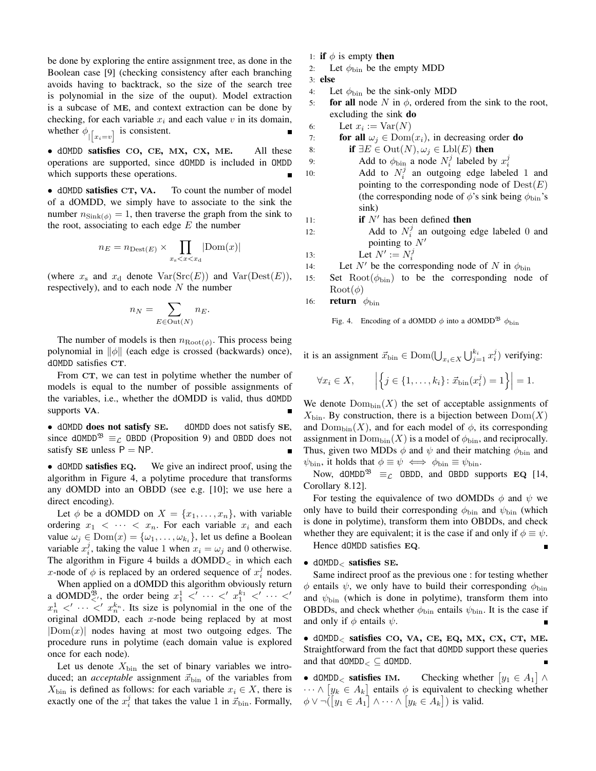be done by exploring the entire assignment tree, as done in the Boolean case [9] (checking consistency after each branching avoids having to backtrack, so the size of the search tree is polynomial in the size of the ouput). Model extraction is a subcase of **ME**, and context extraction can be done by checking, for each variable $x_i$ and each value $v$ in its domain, whether $\phi_{|[x_i=v]}$ is consistent. ∎

• dOMDD **satisfies CO, CE, MX, CX, ME.** All these operations are supported, since dOMDD is included in OMDD which supports these operations. ∎

• dOMDD **satisfies CT, VA.** To count the number of model of a dOMDD, we simply have to associate to the sink the number $n_{\mathrm{Sink}(\phi)} = 1$, then traverse the graph from the sink to the root, associating to each edge $E$ the number

$$n_E = n_{\mathrm{Dest}(E)} \times \prod_{x_s < x < x_d} |\mathrm{Dom}(x)|$$

(where $x_s$ and $x_d$ denote $\mathrm{Var}(\mathrm{Src}(E))$ and $\mathrm{Var}(\mathrm{Dest}(E))$, respectively), and to each node $N$ the number

$$n_N = \sum_{E \in \mathrm{Out}(N)} n_E.$$

The number of models is then $n_{\mathrm{Root}(\phi)}$. This process being polynomial in $\|\phi\|$ (each edge is crossed (backwards) once), dOMDD satisfies **CT**.

From **CT**, we can test in polytime whether the number of models is equal to the number of possible assignments of the variables, i.e., whether the dOMDD is valid, thus dOMDD supports **VA**. ∎

• dOMDD **does not satisfy SE.** dOMDD does not satisfy **SE**, since $\mathtt{dOMDD}^{\mathfrak{B}} \equiv_{\mathcal{L}}$ OBDD (Proposition 9) and OBDD does not satisfy **SE** unless P = NP. ∎

• dOMDD **satisfies EQ.** We give an indirect proof, using the algorithm in Figure 4, a polytime procedure that transforms any dOMDD into an OBDD (see e.g. [10]; we use here a direct encoding).

Let $\phi$ be a dOMDD on $X = \{x_1, \dots, x_n\}$, with variable ordering $x_1 < \cdots < x_n$. For each variable $x_i$ and each value $\omega_j \in \mathrm{Dom}(x) = \{\omega_1, \dots, \omega_{k_i}\}$, let us define a Boolean variable $x_i^j$, taking the value 1 when $x_i = \omega_j$ and 0 otherwise. The algorithm in Figure 4 builds a $\mathrm{dOMDD}_<$ in which each $x$-node of $\phi$ is replaced by an ordered sequence of $x_i^j$ nodes.

When applied on a dOMDD this algorithm obviously return a $\mathrm{dOMDD}^{\mathfrak{B}}_{<'}$, the order being $x_1^1 <' \cdots <' x_1^{k_1} <' \cdots <' x_n^1 <' \cdots <' x_n^{k_n}$. Its size is polynomial in the one of the original dOMDD, each $x$-node being replaced by at most $|\mathrm{Dom}(x)|$ nodes having at most two outgoing edges. The procedure runs in polytime (each domain value is explored once for each node).

Let us denote $X_{\mathrm{bin}}$ the set of binary variables we introduced; an *acceptable* assignment $\vec{x}_{\mathrm{bin}}$ of the variables from $X_{\mathrm{bin}}$ is defined as follows: for each variable $x_i \in X$, there is exactly one of the $x_i^j$ that takes the value 1 in $\vec{x}_{\mathrm{bin}}$. Formally,

```
1:  if φ is empty then
2:      Let φ_bin be the empty MDD
3:  else
4:      Let φ_bin be the sink-only MDD
5:      for all node N in φ, ordered from the sink to the root,
        excluding the sink do
6:          Let x_i := Var(N)
7:          for all ω_j ∈ Dom(x_i), in decreasing order do
8:              if ∃E ∈ Out(N), ω_j ∈ Lbl(E) then
9:                  Add to φ_bin a node N_i^j labeled by x_i^j
10:                 Add to N_i^j an outgoing edge labeled 1 and
                    pointing to the corresponding node of Dest(E)
                    (the corresponding node of φ's sink being φ_bin's
                    sink)
11:             if N' has been defined then
12:                 Add to N_i^j an outgoing edge labeled 0 and
                    pointing to N'
13:             Let N' := N_i^j
14:         Let N' be the corresponding node of N in φ_bin
15:     Set Root(φ_bin) to be the corresponding node of
        Root(φ)
16:     return φ_bin
```

Fig. 4. Encoding of a dOMDD $\phi$ into a $\mathrm{dOMDD}^{\mathfrak{B}}$ $\phi_{\mathrm{bin}}$

it is an assignment $\vec{x}_{\mathrm{bin}} \in \mathrm{Dom}(\bigcup_{x_i \in X} \bigcup_{j=1}^{k_i} x_i^j)$ verifying:

$$\forall x_i \in X, \qquad \left| \left\{ j \in \{1, \dots, k_i\} \colon \vec{x}_{\mathrm{bin}}(x_i^j) = 1 \right\} \right| = 1.$$

We denote $\mathrm{Dom}_{\mathrm{bin}}(X)$ the set of acceptable assignments of $X_{\mathrm{bin}}$. By construction, there is a bijection between $\mathrm{Dom}(X)$ and $\mathrm{Dom}_{\mathrm{bin}}(X)$, and for each model of $\phi$, its corresponding assignment in $\mathrm{Dom}_{\mathrm{bin}}(X)$ is a model of $\phi_{\mathrm{bin}}$, and reciprocally. Thus, given two MDDs $\phi$ and $\psi$ and their matching $\phi_{\mathrm{bin}}$ and $\psi_{\mathrm{bin}}$, it holds that $\phi \equiv \psi \iff \phi_{\mathrm{bin}} \equiv \psi_{\mathrm{bin}}$.

Now, $\mathtt{dOMDD}^{\mathfrak{B}} \equiv_{\mathcal{L}}$ OBDD, and OBDD supports **EQ** [14, Corollary 8.12].

For testing the equivalence of two dOMDDs $\phi$ and $\psi$ we only have to build their corresponding $\phi_{\mathrm{bin}}$ and $\psi_{\mathrm{bin}}$ (which is done in polytime), transform them into OBDDs, and check whether they are equivalent; it is the case if and only if $\phi \equiv \psi$.

Hence dOMDD satisfies **EQ**. ∎

• $\mathtt{dOMDD}_<$ **satisfies SE.**

Same indirect proof as the previous one : for testing whether $\phi$ entails $\psi$, we only have to build their corresponding $\phi_{\mathrm{bin}}$ and $\psi_{\mathrm{bin}}$ (which is done in polytime), transform them into OBDDs, and check whether $\phi_{\mathrm{bin}}$ entails $\psi_{\mathrm{bin}}$. It is the case if and only if $\phi$ entails $\psi$. ∎

• $\mathtt{dOMDD}_<$ **satisfies CO, VA, CE, EQ, MX, CX, CT, ME.** Straightforward from the fact that dOMDD support these queries and that $\mathtt{dOMDD}_< \subseteq$ dOMDD. ∎

• $\mathtt{dOMDD}_<$ **satisfies IM.** Checking whether $[y_1 \in A_1] \wedge \cdots \wedge [y_k \in A_k]$ entails $\phi$ is equivalent to checking whether $\phi \vee \neg([y_1 \in A_1] \wedge \cdots \wedge [y_k \in A_k])$ is valid.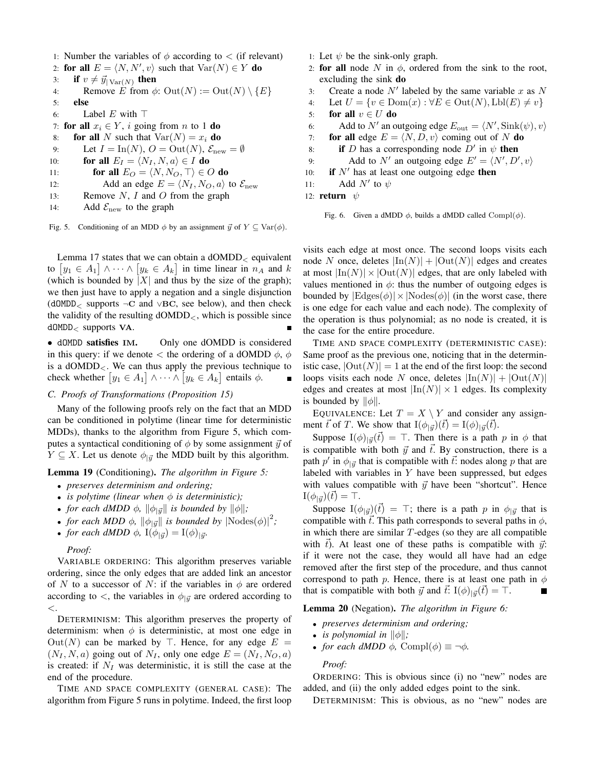```
1: Number the variables of φ according to < (if relevant)
2: for all E = ⟨N, N', v⟩ such that Var(N) ∈ Y do
3:   if v ≠ y⃗|Var(N) then
4:     Remove E from φ: Out(N) := Out(N) \ {E}
5:   else
6:     Label E with ⊤
7: for all x_i ∈ Y, i going from n to 1 do
8:   for all N such that Var(N) = x_i do
9:     Let I = In(N), O = Out(N), E_new = ∅
10:    for all E_I = ⟨N_I, N, a⟩ ∈ I do
11:      for all E_O = ⟨N, N_O, ⊤⟩ ∈ O do
12:        Add an edge E = ⟨N_I, N_O, a⟩ to E_new
13:    Remove N, I and O from the graph
14:    Add E_new to the graph
```

Fig. 5. Conditioning of an MDD $\phi$ by an assignment $\vec{y}$ of $Y \subseteq \mathrm{Var}(\phi)$.

Lemma 17 states that we can obtain a dOMDD$_<$ equivalent to $\left[y_1 \in A_1\right] \wedge \cdots \wedge \left[y_k \in A_k\right]$ in time linear in $n_A$ and $k$ (which is bounded by $|X|$ and thus by the size of the graph); we then just have to apply a negation and a single disjunction (dOMDD$_<$ supports $\neg$**C** and $\vee$**BC**, see below), and then check the validity of the resulting dOMDD$_<$, which is possible since dOMDD$_<$ supports **VA**. ∎

• **dOMDD satisfies IM.** Only one dOMDD is considered in this query: if we denote $<$ the ordering of a dOMDD $\phi$, $\phi$ is a dOMDD$_<$. We can thus apply the previous technique to check whether $\left[y_1 \in A_1\right] \wedge \cdots \wedge \left[y_k \in A_k\right]$ entails $\phi$. ∎

### C. Proofs of Transformations (Proposition 15)

Many of the following proofs rely on the fact that an MDD can be conditioned in polytime (linear time for deterministic MDDs), thanks to the algorithm from Figure 5, which computes a syntactical conditioning of $\phi$ by some assignment $\vec{y}$ of $Y \subseteq X$. Let us denote $\phi_{|\vec{y}}$ the MDD built by this algorithm.

**Lemma 19** (Conditioning). *The algorithm in Figure 5:*

- *preserves determinism and ordering;*
- *is polytime (linear when $\phi$ is deterministic);*
- *for each dMDD $\phi$, $\|\phi_{|\vec{y}}\|$ is bounded by $\|\phi\|$;*
- *for each MDD $\phi$, $\|\phi_{|\vec{y}}\|$ is bounded by $|\mathrm{Nodes}(\phi)|^2$;*
- *for each dMDD $\phi$, $\mathrm{I}(\phi_{|\vec{y}}) = \mathrm{I}(\phi)_{|\vec{y}}$.*

*Proof:*

VARIABLE ORDERING: This algorithm preserves variable ordering, since the only edges that are added link an ancestor of $N$ to a successor of $N$: if the variables in $\phi$ are ordered according to $<$, the variables in $\phi_{|\vec{y}}$ are ordered according to $<$.

DETERMINISM: This algorithm preserves the property of determinism: when $\phi$ is deterministic, at most one edge in $\mathrm{Out}(N)$ can be marked by $\top$. Hence, for any edge $E = (N_I, N, a)$ going out of $N_I$, only one edge $E = (N_I, N_O, a)$ is created: if $N_I$ was deterministic, it is still the case at the end of the procedure.

TIME AND SPACE COMPLEXITY (GENERAL CASE): The algorithm from Figure 5 runs in polytime. Indeed, the first loop visits each edge at most once. The second loops visits each node $N$ once, deletes $|\mathrm{In}(N)| + |\mathrm{Out}(N)|$ edges and creates at most $|\mathrm{In}(N)| \times |\mathrm{Out}(N)|$ edges, that are only labeled with values mentioned in $\phi$: thus the number of outgoing edges is bounded by $|\mathrm{Edges}(\phi)| \times |\mathrm{Nodes}(\phi)|$ (in the worst case, there is one edge for each value and each node). The complexity of the operation is thus polynomial; as no node is created, it is the case for the entire procedure.

TIME AND SPACE COMPLEXITY (DETERMINISTIC CASE): Same proof as the previous one, noticing that in the deterministic case, $|\mathrm{Out}(N)| = 1$ at the end of the first loop: the second loops visits each node $N$ once, deletes $|\mathrm{In}(N)| + |\mathrm{Out}(N)|$ edges and creates at most $|\mathrm{In}(N)| \times 1$ edges. Its complexity is bounded by $\|\phi\|$.

EQUIVALENCE: Let $T = X \setminus Y$ and consider any assignment $\vec{t}$ of $T$. We show that $\mathrm{I}(\phi_{|\vec{y}})(\vec{t}) = \mathrm{I}(\phi)_{|\vec{y}}(\vec{t})$.

Suppose $\mathrm{I}(\phi)_{|\vec{y}}(\vec{t}) = \top$. Then there is a path $p$ in $\phi$ that is compatible with both $\vec{y}$ and $\vec{t}$. By construction, there is a path $p'$ in $\phi_{|\vec{y}}$ that is compatible with $\vec{t}$: nodes along $p$ that are labeled with variables in $Y$ have been suppressed, but edges with values compatible with $\vec{y}$ have been "shortcut". Hence $\mathrm{I}(\phi_{|\vec{y}})(\vec{t}) = \top$.

Suppose $\mathrm{I}(\phi_{|\vec{y}})(\vec{t}) = \top$; there is a path $p$ in $\phi_{|\vec{y}}$ that is compatible with $\vec{t}$. This path corresponds to several paths in $\phi$, in which there are similar $T$-edges (so they are all compatible with $\vec{t}$). At least one of these paths is compatible with $\vec{y}$: if it were not the case, they would all have had an edge removed after the first step of the procedure, and thus cannot correspond to path $p$. Hence, there is at least one path in $\phi$ that is compatible with both $\vec{y}$ and $\vec{t}$: $\mathrm{I}(\phi)_{|\vec{y}}(\vec{t}) = \top$. ∎

```
1: Let ψ be the sink-only graph.
2: for all node N in φ, ordered from the sink to the root,
   excluding the sink do
3:   Create a node N' labeled by the same variable x as N
4:   Let U = {v ∈ Dom(x) : ∀E ∈ Out(N), Lbl(E) ≠ v}
5:   for all v ∈ U do
6:     Add to N' an outgoing edge E_out = ⟨N', Sink(ψ), v⟩
7:   for all edge E = ⟨N, D, v⟩ coming out of N do
8:     if D has a corresponding node D' in ψ then
9:       Add to N' an outgoing edge E' = ⟨N', D', v⟩
10:  if N' has at least one outgoing edge then
11:    Add N' to ψ
12: return ψ
```

Fig. 6. Given a dMDD $\phi$, builds a dMDD called $\mathrm{Compl}(\phi)$.

**Lemma 20** (Negation). *The algorithm in Figure 6:*

- *preserves determinism and ordering;*
- *is polynomial in $\|\phi\|$;*
- *for each dMDD $\phi$, $\mathrm{Compl}(\phi) \equiv \neg\phi$.*

*Proof:*

ORDERING: This is obvious since (i) no "new" nodes are added, and (ii) the only added edges point to the sink.

DETERMINISM: This is obvious, as no "new" nodes are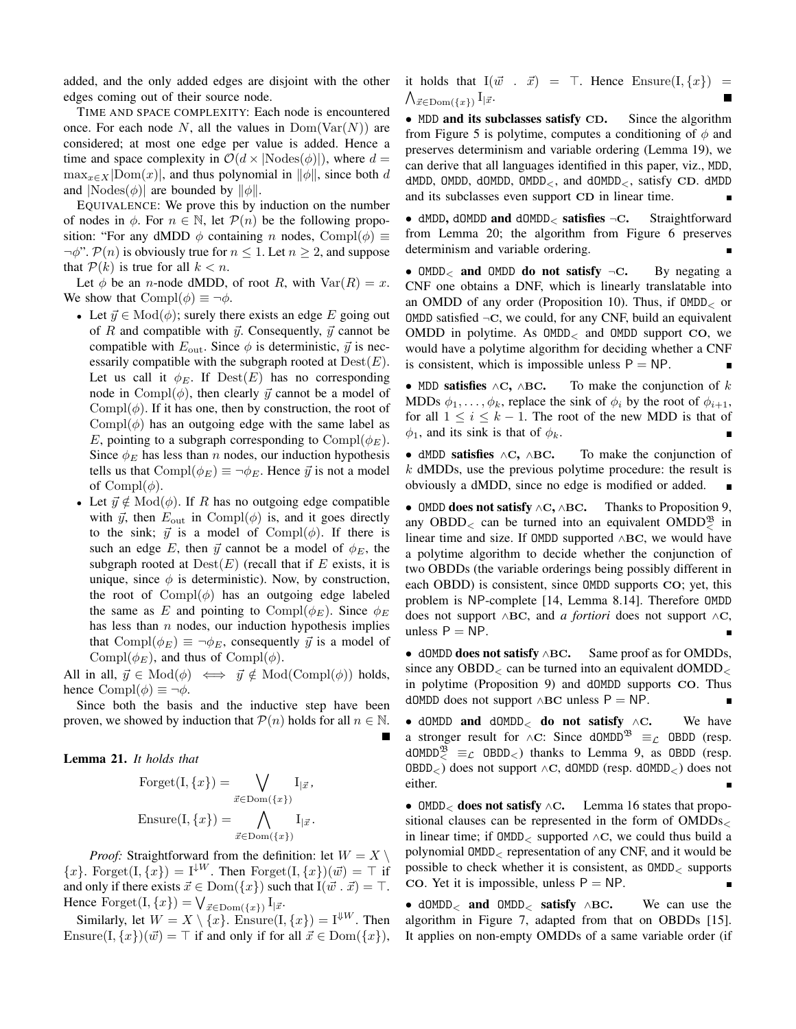added, and the only added edges are disjoint with the other edges coming out of their source node.

TIME AND SPACE COMPLEXITY: Each node is encountered once. For each node $N$, all the values in $\mathrm{Dom}(\mathrm{Var}(N))$ are considered; at most one edge per value is added. Hence a time and space complexity in $\mathcal{O}(d \times |\mathrm{Nodes}(\phi)|)$, where $d = \max_{x \in X} |\mathrm{Dom}(x)|$, and thus polynomial in $\|\phi\|$, since both $d$ and $|\mathrm{Nodes}(\phi)|$ are bounded by $\|\phi\|$.

EQUIVALENCE: We prove this by induction on the number of nodes in $\phi$. For $n \in \mathbb{N}$, let $\mathcal{P}(n)$ be the following proposition: "For any dMDD $\phi$ containing $n$ nodes, $\mathrm{Compl}(\phi) \equiv \neg\phi$". $\mathcal{P}(n)$ is obviously true for $n \leq 1$. Let $n \geq 2$, and suppose that $\mathcal{P}(k)$ is true for all $k < n$.

Let $\phi$ be an $n$-node dMDD, of root $R$, with $\mathrm{Var}(R) = x$. We show that $\mathrm{Compl}(\phi) \equiv \neg\phi$.

- Let $\vec{y} \in \mathrm{Mod}(\phi)$; surely there exists an edge $E$ going out of $R$ and compatible with $\vec{y}$. Consequently, $\vec{y}$ cannot be compatible with $E_{\mathrm{out}}$. Since $\phi$ is deterministic, $\vec{y}$ is necessarily compatible with the subgraph rooted at $\mathrm{Dest}(E)$. Let us call it $\phi_E$. If $\mathrm{Dest}(E)$ has no corresponding node in $\mathrm{Compl}(\phi)$, then clearly $\vec{y}$ cannot be a model of $\mathrm{Compl}(\phi)$. If it has one, then by construction, the root of $\mathrm{Compl}(\phi)$ has an outgoing edge with the same label as $E$, pointing to a subgraph corresponding to $\mathrm{Compl}(\phi_E)$. Since $\phi_E$ has less than $n$ nodes, our induction hypothesis tells us that $\mathrm{Compl}(\phi_E) \equiv \neg\phi_E$. Hence $\vec{y}$ is not a model of $\mathrm{Compl}(\phi)$.
- Let $\vec{y} \notin \mathrm{Mod}(\phi)$. If $R$ has no outgoing edge compatible with $\vec{y}$, then $E_{\mathrm{out}}$ in $\mathrm{Compl}(\phi)$ is, and it goes directly to the sink; $\vec{y}$ is a model of $\mathrm{Compl}(\phi)$. If there is such an edge $E$, then $\vec{y}$ cannot be a model of $\phi_E$, the subgraph rooted at $\mathrm{Dest}(E)$ (recall that if $E$ exists, it is unique, since $\phi$ is deterministic). Now, by construction, the root of $\mathrm{Compl}(\phi)$ has an outgoing edge labeled the same as $E$ and pointing to $\mathrm{Compl}(\phi_E)$. Since $\phi_E$ has less than $n$ nodes, our induction hypothesis implies that $\mathrm{Compl}(\phi_E) \equiv \neg\phi_E$, consequently $\vec{y}$ is a model of $\mathrm{Compl}(\phi_E)$, and thus of $\mathrm{Compl}(\phi)$.

All in all, $\vec{y} \in \mathrm{Mod}(\phi) \iff \vec{y} \notin \mathrm{Mod}(\mathrm{Compl}(\phi))$ holds, hence $\mathrm{Compl}(\phi) \equiv \neg\phi$.

Since both the basis and the inductive step have been proven, we showed by induction that $\mathcal{P}(n)$ holds for all $n \in \mathbb{N}$. ■

**Lemma 21.** *It holds that*

$$\mathrm{Forget}(\mathrm{I}, \{x\}) = \bigvee_{\vec{x} \in \mathrm{Dom}(\{x\})} \mathrm{I}_{|\vec{x}},$$

$$\mathrm{Ensure}(\mathrm{I}, \{x\}) = \bigwedge_{\vec{x} \in \mathrm{Dom}(\{x\})} \mathrm{I}_{|\vec{x}}.$$

*Proof:* Straightforward from the definition: let $W = X \setminus \{x\}$. $\mathrm{Forget}(\mathrm{I}, \{x\}) = \mathrm{I}^{\downarrow W}$. Then $\mathrm{Forget}(\mathrm{I}, \{x\})(\vec{w}) = \top$ if and only if there exists $\vec{x} \in \mathrm{Dom}(\{x\})$ such that $\mathrm{I}(\vec{w} \;.\; \vec{x}) = \top$. Hence $\mathrm{Forget}(\mathrm{I}, \{x\}) = \bigvee_{\vec{x} \in \mathrm{Dom}(\{x\})} \mathrm{I}_{|\vec{x}}$.

Similarly, let $W = X \setminus \{x\}$. $\mathrm{Ensure}(\mathrm{I}, \{x\}) = \mathrm{I}^{\Downarrow W}$. Then $\mathrm{Ensure}(\mathrm{I}, \{x\})(\vec{w}) = \top$ if and only if for all $\vec{x} \in \mathrm{Dom}(\{x\})$, it holds that $\mathrm{I}(\vec{w} \;.\; \vec{x}) = \top$. Hence $\mathrm{Ensure}(\mathrm{I}, \{x\}) = \bigwedge_{\vec{x} \in \mathrm{Dom}(\{x\})} \mathrm{I}_{|\vec{x}}$. ■

• **MDD and its subclasses satisfy CD.** Since the algorithm from Figure 5 is polytime, computes a conditioning of $\phi$ and preserves determinism and variable ordering (Lemma 19), we can derive that all languages identified in this paper, viz., MDD, dMDD, OMDD, dOMDD, $\mathrm{OMDD}_<$, and $\mathrm{dOMDD}_<$, satisfy **CD**. dMDD and its subclasses even support **CD** in linear time. ■

• **dMDD, dOMDD and $\mathrm{dOMDD}_<$ satisfies ¬C.** Straightforward from Lemma 20; the algorithm from Figure 6 preserves determinism and variable ordering. ■

• **$\mathrm{OMDD}_<$ and OMDD do not satisfy ¬C.** By negating a CNF one obtains a DNF, which is linearly translatable into an OMDD of any order (Proposition 10). Thus, if $\mathrm{OMDD}_<$ or OMDD satisfied **¬C**, we could, for any CNF, build an equivalent OMDD in polytime. As $\mathrm{OMDD}_<$ and OMDD support **CO**, we would have a polytime algorithm for deciding whether a CNF is consistent, which is impossible unless $\mathsf{P} = \mathsf{NP}$. ■

• **MDD satisfies ∧C, ∧BC.** To make the conjunction of $k$ MDDs $\phi_1, \ldots, \phi_k$, replace the sink of $\phi_i$ by the root of $\phi_{i+1}$, for all $1 \leq i \leq k-1$. The root of the new MDD is that of $\phi_1$, and its sink is that of $\phi_k$. ■

• **dMDD satisfies ∧C, ∧BC.** To make the conjunction of $k$ dMDDs, use the previous polytime procedure: the result is obviously a dMDD, since no edge is modified or added. ■

• **OMDD does not satisfy ∧C, ∧BC.** Thanks to Proposition 9, any $\mathrm{OBDD}_<$ can be turned into an equivalent $\mathrm{OMDD}_<^{\mathfrak{B}}$ in linear time and size. If OMDD supported **∧BC**, we would have a polytime algorithm to decide whether the conjunction of two OBDDs (the variable orderings being possibly different in each OBDD) is consistent, since OMDD supports **CO**; yet, this problem is $\mathsf{NP}$-complete [14, Lemma 8.14]. Therefore OMDD does not support **∧BC**, and *a fortiori* does not support **∧C**, unless $\mathsf{P} = \mathsf{NP}$. ■

• **dOMDD does not satisfy ∧BC.** Same proof as for OMDDs, since any $\mathrm{OBDD}_<$ can be turned into an equivalent $\mathrm{dOMDD}_<$ in polytime (Proposition 9) and dOMDD supports **CO**. Thus dOMDD does not support **∧BC** unless $\mathsf{P} = \mathsf{NP}$. ■

• **dOMDD and $\mathrm{dOMDD}_<$ do not satisfy ∧C.** We have a stronger result for **∧C**: Since $\mathrm{dOMDD}^{\mathfrak{B}} \equiv_{\mathcal{L}}$ OBDD (resp. $\mathrm{dOMDD}_<^{\mathfrak{B}} \equiv_{\mathcal{L}} \mathrm{OBDD}_<$) thanks to Lemma 9, as OBDD (resp. $\mathrm{OBDD}_<$) does not support **∧C**, dOMDD (resp. $\mathrm{dOMDD}_<$) does not either. ■

• **$\mathrm{OMDD}_<$ does not satisfy ∧C.** Lemma 16 states that propositional clauses can be represented in the form of $\mathrm{OMDDs}_<$ in linear time; if $\mathrm{OMDD}_<$ supported **∧C**, we could thus build a polynomial $\mathrm{OMDD}_<$ representation of any CNF, and it would be possible to check whether it is consistent, as $\mathrm{OMDD}_<$ supports **CO**. Yet it is impossible, unless $\mathsf{P} = \mathsf{NP}$. ■

• **$\mathrm{dOMDD}_<$ and $\mathrm{OMDD}_<$ satisfy ∧BC.** We can use the algorithm in Figure 7, adapted from that on OBDDs [15]. It applies on non-empty OMDDs of a same variable order (if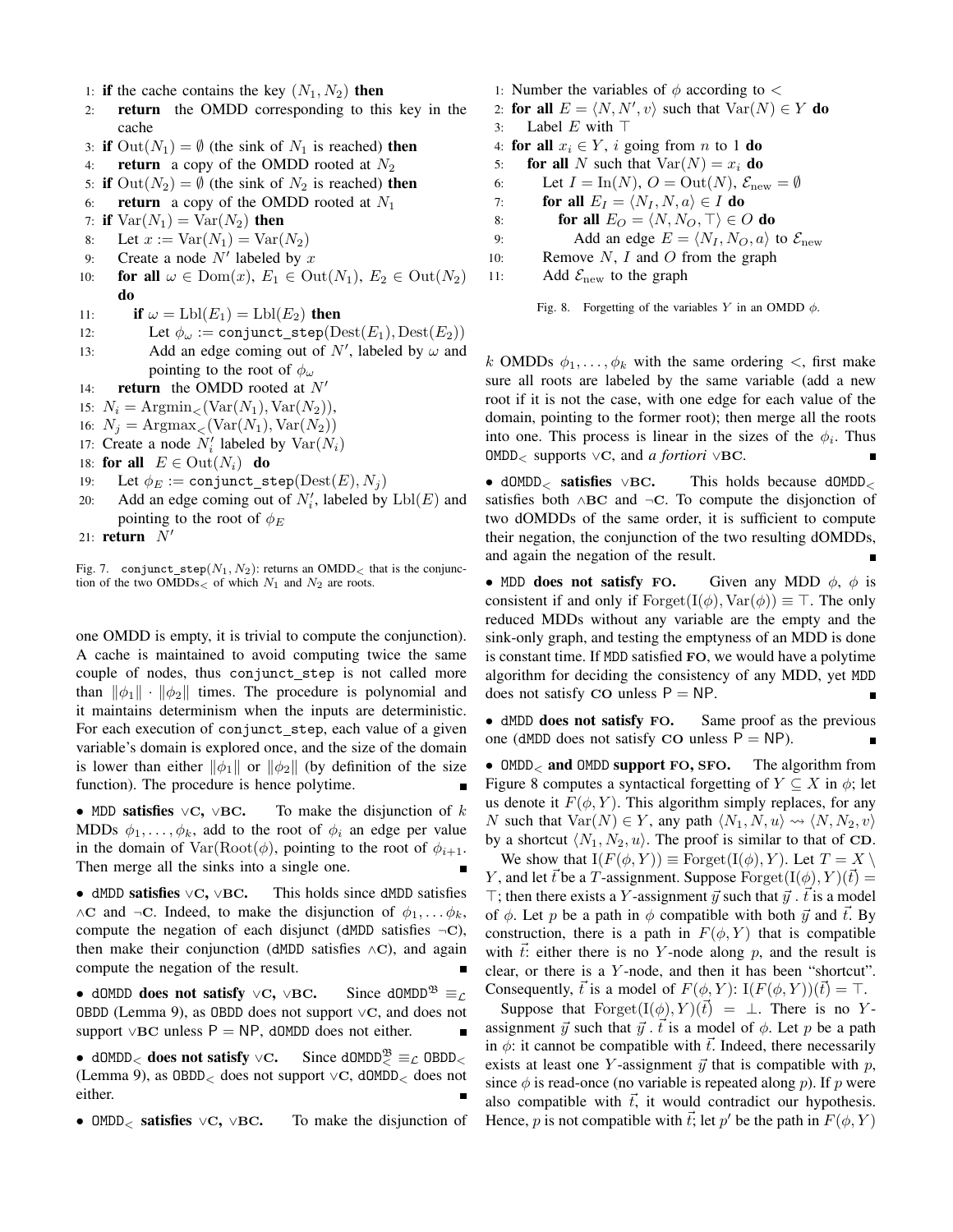```
1: if the cache contains the key (N_1, N_2) then
2:     return the OMDD corresponding to this key in the cache
3: if Out(N_1) = ∅ (the sink of N_1 is reached) then
4:     return a copy of the OMDD rooted at N_2
5: if Out(N_2) = ∅ (the sink of N_2 is reached) then
6:     return a copy of the OMDD rooted at N_1
7: if Var(N_1) = Var(N_2) then
8:     Let x := Var(N_1) = Var(N_2)
9:     Create a node N' labeled by x
10:    for all ω ∈ Dom(x), E_1 ∈ Out(N_1), E_2 ∈ Out(N_2) do
11:        if ω = Lbl(E_1) = Lbl(E_2) then
12:            Let φ_ω := conjunct_step(Dest(E_1), Dest(E_2))
13:            Add an edge coming out of N', labeled by ω and pointing to the root of φ_ω
14:    return the OMDD rooted at N'
15: N_i = Argmin_<(Var(N_1), Var(N_2)),
16: N_j = Argmax_<(Var(N_1), Var(N_2))
17: Create a node N'_i labeled by Var(N_i)
18: for all E ∈ Out(N_i) do
19:     Let φ_E := conjunct_step(Dest(E), N_j)
20:     Add an edge coming out of N'_i, labeled by Lbl(E) and pointing to the root of φ_E
21: return N'
```

Fig. 7. conjunct_step$(N_1, N_2)$: returns an $\text{OMDD}_<$ that is the conjunction of the two $\text{OMDDs}_<$ of which $N_1$ and $N_2$ are roots.

one OMDD is empty, it is trivial to compute the conjunction). A cache is maintained to avoid computing twice the same couple of nodes, thus conjunct_step is not called more than $\|\phi_1\| \cdot \|\phi_2\|$ times. The procedure is polynomial and it maintains determinism when the inputs are deterministic. For each execution of conjunct_step, each value of a given variable's domain is explored once, and the size of the domain is lower than either $\|\phi_1\|$ or $\|\phi_2\|$ (by definition of the size function). The procedure is hence polytime. ∎

• **MDD satisfies ∨C, ∨BC.** To make the disjunction of $k$ MDDs $\phi_1, \ldots, \phi_k$, add to the root of $\phi_i$ an edge per value in the domain of $\text{Var}(\text{Root}(\phi)$, pointing to the root of $\phi_{i+1}$. Then merge all the sinks into a single one. ∎

• **dMDD satisfies ∨C, ∨BC.** This holds since dMDD satisfies ∧C and ¬C. Indeed, to make the disjunction of $\phi_1, \ldots \phi_k$, compute the negation of each disjunct (dMDD satisfies ¬C), then make their conjunction (dMDD satisfies ∧C), and again compute the negation of the result. ∎

• **dOMDD does not satisfy ∨C, ∨BC.** Since $\text{dOMDD}^{\mathfrak{B}} \equiv_{\mathcal{L}}$ OBDD (Lemma 9), as OBDD does not support ∨C, and does not support ∨BC unless P = NP, dOMDD does not either. ∎

• **$\text{dOMDD}_<$ does not satisfy ∨C.** Since $\text{dOMDD}^{\mathfrak{B}}_< \equiv_{\mathcal{L}} \text{OBDD}_<$ (Lemma 9), as $\text{OBDD}_<$ does not support ∨C, $\text{dOMDD}_<$ does not either. ∎

• **$\text{OMDD}_<$ satisfies ∨C, ∨BC.** To make the disjunction of $k$ OMDDs $\phi_1, \ldots, \phi_k$ with the same ordering $<$, first make sure all roots are labeled by the same variable (add a new root if it is not the case, with one edge for each value of the domain, pointing to the former root); then merge all the roots into one. This process is linear in the sizes of the $\phi_i$. Thus $\text{OMDD}_<$ supports ∨C, and *a fortiori* ∨BC. ∎

• **$\text{dOMDD}_<$ satisfies ∨BC.** This holds because $\text{dOMDD}_<$ satisfies both ∧BC and ¬C. To compute the disjunction of two dOMDDs of the same order, it is sufficient to compute their negation, the conjunction of the two resulting dOMDDs, and again the negation of the result. ∎

• **MDD does not satisfy FO.** Given any MDD $\phi$, $\phi$ is consistent if and only if $\text{Forget}(\text{I}(\phi), \text{Var}(\phi)) \equiv \top$. The only reduced MDDs without any variable are the empty and the sink-only graph, and testing the emptyness of an MDD is done is constant time. If MDD satisfied FO, we would have a polytime algorithm for deciding the consistency of any MDD, yet MDD does not satisfy CO unless P = NP. ∎

• **dMDD does not satisfy FO.** Same proof as the previous one (dMDD does not satisfy CO unless P = NP). ∎

• **$\text{OMDD}_<$ and OMDD support FO, SFO.** The algorithm from Figure 8 computes a syntactical forgetting of $Y \subseteq X$ in $\phi$; let us denote it $F(\phi, Y)$. This algorithm simply replaces, for any $N$ such that $\text{Var}(N) \in Y$, any path $\langle N_1, N, u\rangle \rightsquigarrow \langle N, N_2, v\rangle$ by a shortcut $\langle N_1, N_2, u\rangle$. The proof is similar to that of CD.

```
1: Number the variables of φ according to <
2: for all E = ⟨N, N', v⟩ such that Var(N) ∈ Y do
3:     Label E with ⊤
4: for all x_i ∈ Y, i going from n to 1 do
5:     for all N such that Var(N) = x_i do
6:         Let I = In(N), O = Out(N), E_new = ∅
7:         for all E_I = ⟨N_I, N, a⟩ ∈ I do
8:             for all E_O = ⟨N, N_O, ⊤⟩ ∈ O do
9:                 Add an edge E = ⟨N_I, N_O, a⟩ to E_new
10:        Remove N, I and O from the graph
11:        Add E_new to the graph
```

Fig. 8. Forgetting of the variables $Y$ in an OMDD $\phi$.

We show that $\text{I}(F(\phi, Y)) \equiv \text{Forget}(\text{I}(\phi), Y)$. Let $T = X \setminus Y$, and let $\vec{t}$ be a $T$-assignment. Suppose $\text{Forget}(\text{I}(\phi), Y)(\vec{t}) = \top$; then there exists a $Y$-assignment $\vec{y}$ such that $\vec{y} \,.\, \vec{t}$ is a model of $\phi$. Let $p$ be a path in $\phi$ compatible with both $\vec{y}$ and $\vec{t}$. By construction, there is a path in $F(\phi, Y)$ that is compatible with $\vec{t}$: either there is no $Y$-node along $p$, and the result is clear, or there is a $Y$-node, and then it has been "shortcut". Consequently, $\vec{t}$ is a model of $F(\phi, Y)$: $\text{I}(F(\phi, Y))(\vec{t}) = \top$.

Suppose that $\text{Forget}(\text{I}(\phi), Y)(\vec{t}) = \bot$. There is no $Y$-assignment $\vec{y}$ such that $\vec{y} \,.\, \vec{t}$ is a model of $\phi$. Let $p$ be a path in $\phi$: it cannot be compatible with $\vec{t}$. Indeed, there necessarily exists at least one $Y$-assignment $\vec{y}$ that is compatible with $p$, since $\phi$ is read-once (no variable is repeated along $p$). If $p$ were also compatible with $\vec{t}$, it would contradict our hypothesis. Hence, $p$ is not compatible with $\vec{t}$; let $p'$ be the path in $F(\phi, Y)$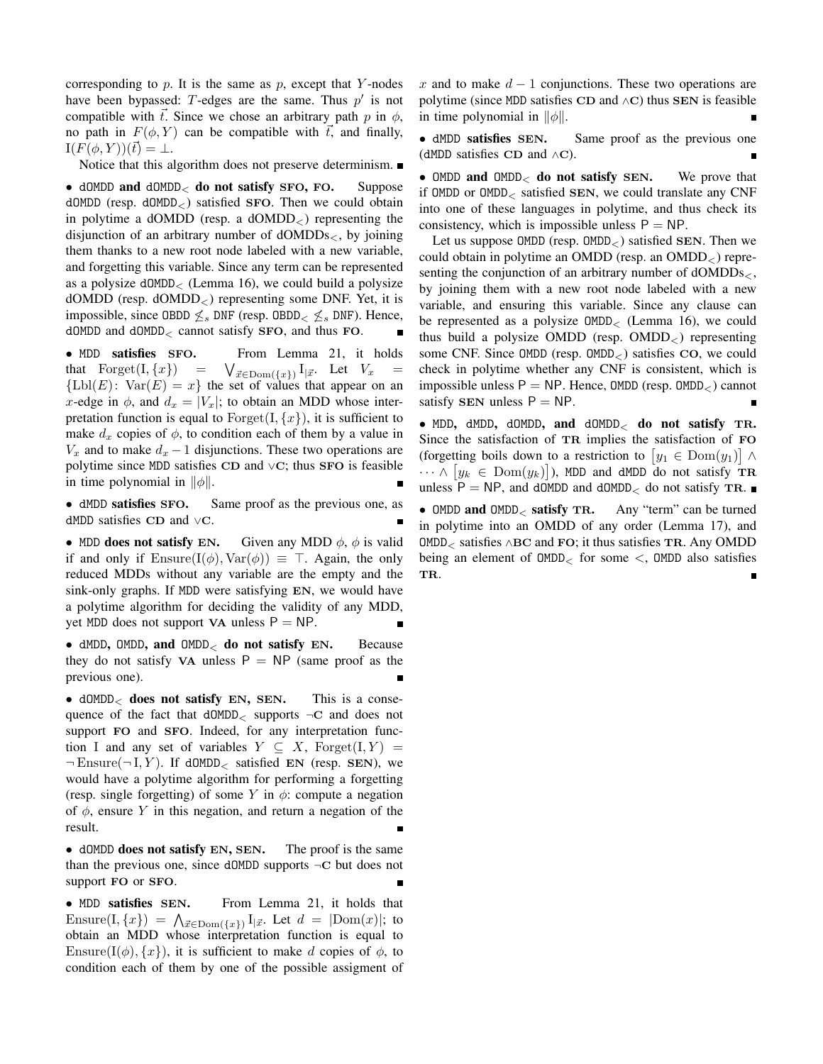corresponding to $p$. It is the same as $p$, except that $Y$-nodes have been bypassed: $T$-edges are the same. Thus $p'$ is not compatible with $\vec{t}$. Since we chose an arbitrary path $p$ in $\phi$, no path in $F(\phi, Y)$ can be compatible with $\vec{t}$, and finally, $\mathrm{I}(F(\phi, Y))(\vec{t}) = \bot$.

Notice that this algorithm does not preserve determinism. ∎

• **dOMDD and dOMDD$_<$ do not satisfy SFO, FO.** Suppose dOMDD (resp. dOMDD$_<$) satisfied **SFO**. Then we could obtain in polytime a dOMDD (resp. a dOMDD$_<$) representing the disjunction of an arbitrary number of dOMDDs$_<$, by joining them thanks to a new root node labeled with a new variable, and forgetting this variable. Since any term can be represented as a polysize dOMDD$_<$ (Lemma 16), we could build a polysize dOMDD (resp. dOMDD$_<$) representing some DNF. Yet, it is impossible, since OBDD $\not\leq_s$ DNF (resp. OBDD$_<$ $\not\leq_s$ DNF). Hence, dOMDD and dOMDD$_<$ cannot satisfy **SFO**, and thus **FO**. ∎

• **MDD satisfies SFO.** From Lemma 21, it holds that $\mathrm{Forget}(\mathrm{I}, \{x\}) = \bigvee_{\vec{x} \in \mathrm{Dom}(\{x\})} \mathrm{I}_{|\vec{x}}$. Let $V_x = \{\mathrm{Lbl}(E) \colon \mathrm{Var}(E) = x\}$ the set of values that appear on an $x$-edge in $\phi$, and $d_x = |V_x|$; to obtain an MDD whose interpretation function is equal to $\mathrm{Forget}(\mathrm{I}, \{x\})$, it is sufficient to make $d_x$ copies of $\phi$, to condition each of them by a value in $V_x$ and to make $d_x - 1$ disjunctions. These two operations are polytime since MDD satisfies **CD** and **∨C**; thus **SFO** is feasible in time polynomial in $\|\phi\|$. ∎

• **dMDD satisfies SFO.** Same proof as the previous one, as dMDD satisfies **CD** and **∨C**. ∎

• **MDD does not satisfy EN.** Given any MDD $\phi$, $\phi$ is valid if and only if $\mathrm{Ensure}(\mathrm{I}(\phi), \mathrm{Var}(\phi)) \equiv \top$. Again, the only reduced MDDs without any variable are the empty and the sink-only graphs. If MDD were satisfying **EN**, we would have a polytime algorithm for deciding the validity of any MDD, yet MDD does not support **VA** unless $\mathsf{P} = \mathsf{NP}$. ∎

• **dMDD, OMDD, and OMDD$_<$ do not satisfy EN.** Because they do not satisfy **VA** unless $\mathsf{P} = \mathsf{NP}$ (same proof as the previous one). ∎

• **dOMDD$_<$ does not satisfy EN, SEN.** This is a consequence of the fact that dOMDD$_<$ supports **¬C** and does not support **FO** and **SFO**. Indeed, for any interpretation function I and any set of variables $Y \subseteq X$, $\mathrm{Forget}(\mathrm{I}, Y) = \neg\,\mathrm{Ensure}(\neg\,\mathrm{I}, Y)$. If dOMDD$_<$ satisfied **EN** (resp. **SEN**), we would have a polytime algorithm for performing a forgetting (resp. single forgetting) of some $Y$ in $\phi$: compute a negation of $\phi$, ensure $Y$ in this negation, and return a negation of the result. ∎

• **dOMDD does not satisfy EN, SEN.** The proof is the same than the previous one, since dOMDD supports **¬C** but does not support **FO** or **SFO**. ∎

• **MDD satisfies SEN.** From Lemma 21, it holds that $\mathrm{Ensure}(\mathrm{I}, \{x\}) = \bigwedge_{\vec{x} \in \mathrm{Dom}(\{x\})} \mathrm{I}_{|\vec{x}}$. Let $d = |\mathrm{Dom}(x)|$; to obtain an MDD whose interpretation function is equal to $\mathrm{Ensure}(\mathrm{I}(\phi), \{x\})$, it is sufficient to make $d$ copies of $\phi$, to condition each of them by one of the possible assigment of $x$ and to make $d - 1$ conjunctions. These two operations are polytime (since MDD satisfies **CD** and **∧C**) thus **SEN** is feasible in time polynomial in $\|\phi\|$. ∎

• **dMDD satisfies SEN.** Same proof as the previous one (dMDD satisfies **CD** and **∧C**). ∎

• **OMDD and OMDD$_<$ do not satisfy SEN.** We prove that if OMDD or OMDD$_<$ satisfied **SEN**, we could translate any CNF into one of these languages in polytime, and thus check its consistency, which is impossible unless $\mathsf{P} = \mathsf{NP}$.

Let us suppose OMDD (resp. OMDD$_<$) satisfied **SEN**. Then we could obtain in polytime an OMDD (resp. an OMDD$_<$) representing the conjunction of an arbitrary number of dOMDDs$_<$, by joining them with a new root node labeled with a new variable, and ensuring this variable. Since any clause can be represented as a polysize OMDD$_<$ (Lemma 16), we could thus build a polysize OMDD (resp. OMDD$_<$) representing some CNF. Since OMDD (resp. OMDD$_<$) satisfies **CO**, we could check in polytime whether any CNF is consistent, which is impossible unless $\mathsf{P} = \mathsf{NP}$. Hence, OMDD (resp. OMDD$_<$) cannot satisfy **SEN** unless $\mathsf{P} = \mathsf{NP}$. ∎

• **MDD, dMDD, dOMDD, and dOMDD$_<$ do not satisfy TR.** Since the satisfaction of **TR** implies the satisfaction of **FO** (forgetting boils down to a restriction to $[y_1 \in \mathrm{Dom}(y_1)] \wedge \cdots \wedge [y_k \in \mathrm{Dom}(y_k)]$), MDD and dMDD do not satisfy **TR** unless $\mathsf{P} = \mathsf{NP}$, and dOMDD and dOMDD$_<$ do not satisfy **TR**. ∎

• **OMDD and OMDD$_<$ satisfy TR.** Any "term" can be turned in polytime into an OMDD of any order (Lemma 17), and OMDD$_<$ satisfies **∧BC** and **FO**; it thus satisfies **TR**. Any OMDD being an element of OMDD$_<$ for some $<$, OMDD also satisfies **TR**. ∎